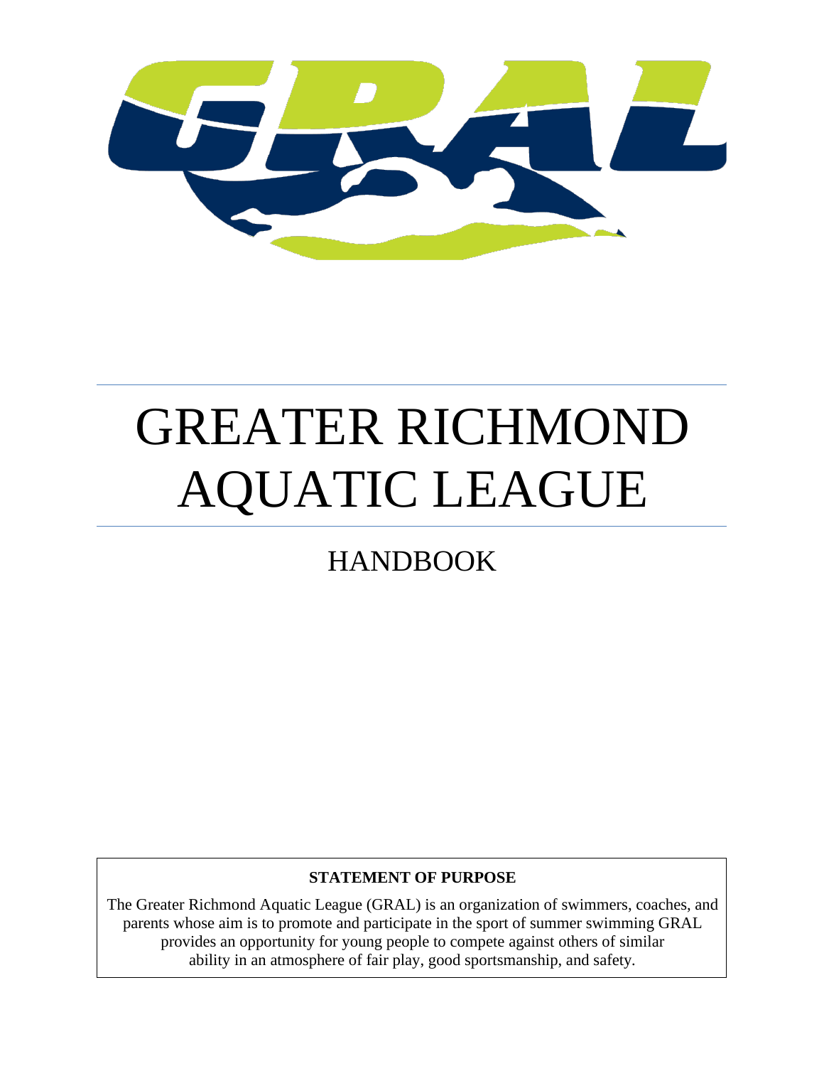# GREATER RICHMOND AQUATIC LEAGUE

## HANDBOOK

**STATEMENT OF PURPOSE**

The Greater Richmond Aquatic League (GRAL) is an organization of swimmers, coaches, and parents whose aim is to promote and participate in the sport of summer swimming GRAL provides an opportunity for young people to compete against others of similar ability in an atmosphere of fair play, good sportsmanship, and safety.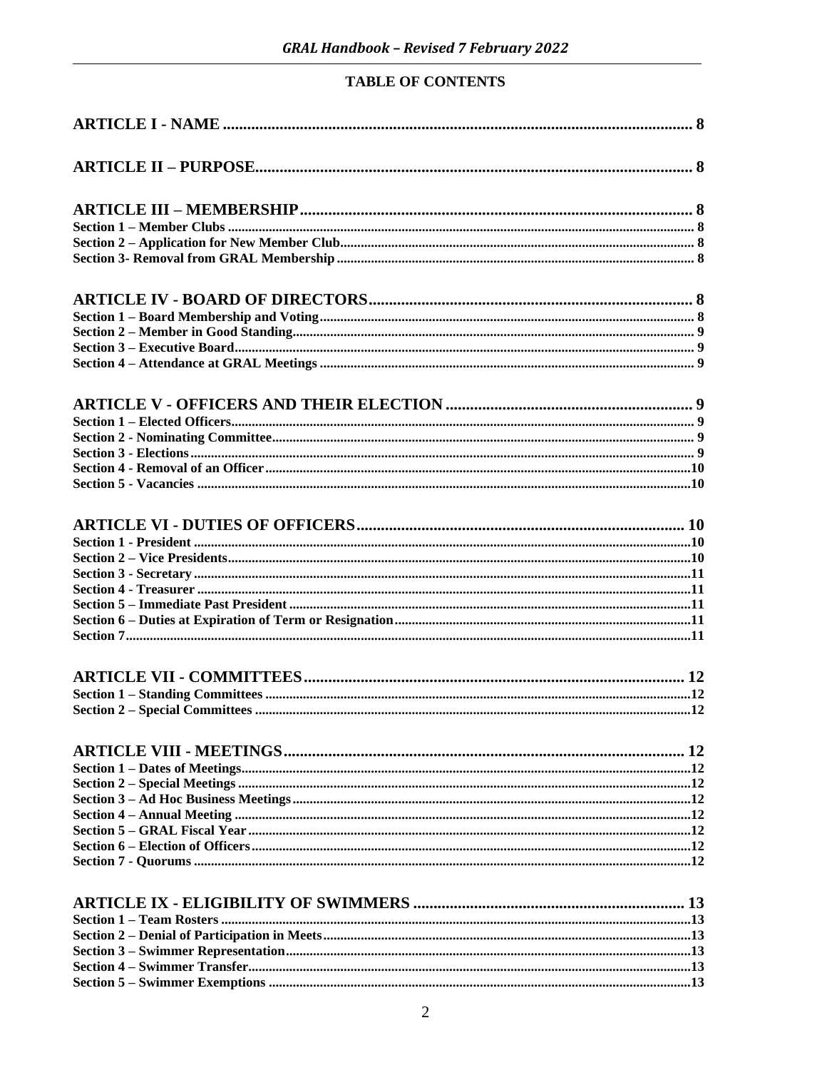## TABLE OF CONTENTS

**ARTICLE I - NAME** .......... 8

**ARTICLE II – PURPOSE** .......... 8

**ARTICLE III – MEMBERSHIP** .......... 8
- **Section 1 – Member Clubs** .......... 8
- **Section 2 – Application for New Member Club** .......... 8
- **Section 3- Removal from GRAL Membership** .......... 8

**ARTICLE IV - BOARD OF DIRECTORS** .......... 8
- **Section 1 – Board Membership and Voting** .......... 8
- **Section 2 – Member in Good Standing** .......... 9
- **Section 3 – Executive Board** .......... 9
- **Section 4 – Attendance at GRAL Meetings** .......... 9

**ARTICLE V - OFFICERS AND THEIR ELECTION** .......... 9
- **Section 1 – Elected Officers** .......... 9
- **Section 2 - Nominating Committee** .......... 9
- **Section 3 - Elections** .......... 9
- **Section 4 - Removal of an Officer** .......... 10
- **Section 5 - Vacancies** .......... 10

**ARTICLE VI - DUTIES OF OFFICERS** .......... 10
- **Section 1 - President** .......... 10
- **Section 2 – Vice Presidents** .......... 10
- **Section 3 - Secretary** .......... 11
- **Section 4 - Treasurer** .......... 11
- **Section 5 – Immediate Past President** .......... 11
- **Section 6 – Duties at Expiration of Term or Resignation** .......... 11
- **Section 7** .......... 11

**ARTICLE VII - COMMITTEES** .......... 12
- **Section 1 – Standing Committees** .......... 12
- **Section 2 – Special Committees** .......... 12

**ARTICLE VIII - MEETINGS** .......... 12
- **Section 1 – Dates of Meetings** .......... 12
- **Section 2 – Special Meetings** .......... 12
- **Section 3 – Ad Hoc Business Meetings** .......... 12
- **Section 4 – Annual Meeting** .......... 12
- **Section 5 – GRAL Fiscal Year** .......... 12
- **Section 6 – Election of Officers** .......... 12
- **Section 7 - Quorums** .......... 12

**ARTICLE IX - ELIGIBILITY OF SWIMMERS** .......... 13
- **Section 1 – Team Rosters** .......... 13
- **Section 2 – Denial of Participation in Meets** .......... 13
- **Section 3 – Swimmer Representation** .......... 13
- **Section 4 – Swimmer Transfer** .......... 13
- **Section 5 – Swimmer Exemptions** .......... 13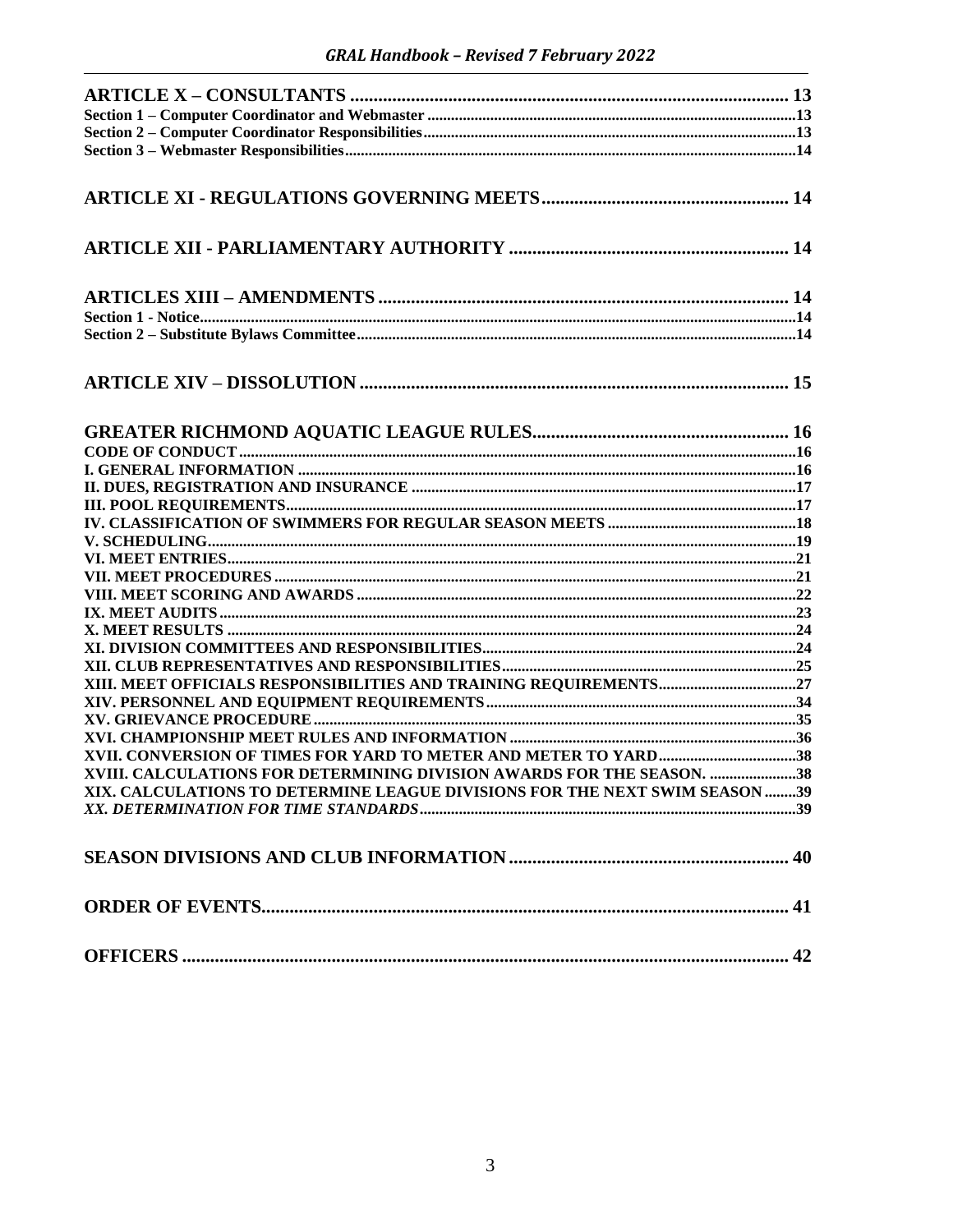**ARTICLE X – CONSULTANTS** .......... 13

Section 1 – Computer Coordinator and Webmaster .......... 13

Section 2 – Computer Coordinator Responsibilities .......... 13

Section 3 – Webmaster Responsibilities .......... 14

**ARTICLE XI - REGULATIONS GOVERNING MEETS** .......... 14

**ARTICLE XII - PARLIAMENTARY AUTHORITY** .......... 14

**ARTICLES XIII – AMENDMENTS** .......... 14

Section 1 - Notice .......... 14

Section 2 – Substitute Bylaws Committee .......... 14

**ARTICLE XIV – DISSOLUTION** .......... 15

**GREATER RICHMOND AQUATIC LEAGUE RULES** .......... 16

CODE OF CONDUCT .......... 16

I. GENERAL INFORMATION .......... 16

II. DUES, REGISTRATION AND INSURANCE .......... 17

III. POOL REQUIREMENTS .......... 17

IV. CLASSIFICATION OF SWIMMERS FOR REGULAR SEASON MEETS .......... 18

V. SCHEDULING .......... 19

VI. MEET ENTRIES .......... 21

VII. MEET PROCEDURES .......... 21

VIII. MEET SCORING AND AWARDS .......... 22

IX. MEET AUDITS .......... 23

X. MEET RESULTS .......... 24

XI. DIVISION COMMITTEES AND RESPONSIBILITIES .......... 24

XII. CLUB REPRESENTATIVES AND RESPONSIBILITIES .......... 25

XIII. MEET OFFICIALS RESPONSIBILITIES AND TRAINING REQUIREMENTS .......... 27

XIV. PERSONNEL AND EQUIPMENT REQUIREMENTS .......... 34

XV. GRIEVANCE PROCEDURE .......... 35

XVI. CHAMPIONSHIP MEET RULES AND INFORMATION .......... 36

XVII. CONVERSION OF TIMES FOR YARD TO METER AND METER TO YARD .......... 38

XVIII. CALCULATIONS FOR DETERMINING DIVISION AWARDS FOR THE SEASON. .......... 38

XIX. CALCULATIONS TO DETERMINE LEAGUE DIVISIONS FOR THE NEXT SWIM SEASON .......... 39

*XX. DETERMINATION FOR TIME STANDARDS* .......... 39

**SEASON DIVISIONS AND CLUB INFORMATION** .......... 40

**ORDER OF EVENTS** .......... 41

**OFFICERS** .......... 42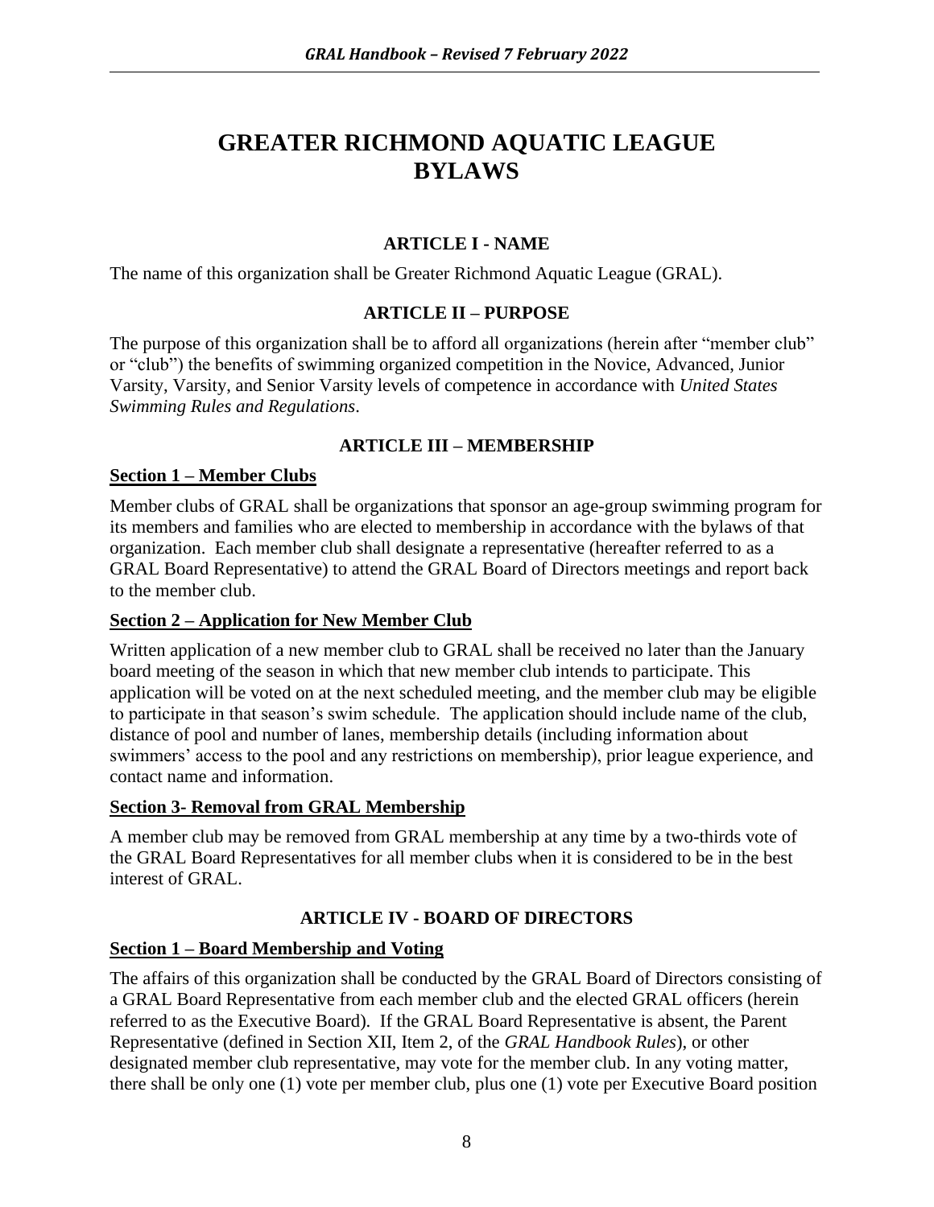# GREATER RICHMOND AQUATIC LEAGUE BYLAWS

## ARTICLE I - NAME

The name of this organization shall be Greater Richmond Aquatic League (GRAL).

## ARTICLE II – PURPOSE

The purpose of this organization shall be to afford all organizations (herein after "member club" or "club") the benefits of swimming organized competition in the Novice, Advanced, Junior Varsity, Varsity, and Senior Varsity levels of competence in accordance with *United States Swimming Rules and Regulations*.

## ARTICLE III – MEMBERSHIP

### Section 1 – Member Clubs

Member clubs of GRAL shall be organizations that sponsor an age-group swimming program for its members and families who are elected to membership in accordance with the bylaws of that organization. Each member club shall designate a representative (hereafter referred to as a GRAL Board Representative) to attend the GRAL Board of Directors meetings and report back to the member club.

### Section 2 – Application for New Member Club

Written application of a new member club to GRAL shall be received no later than the January board meeting of the season in which that new member club intends to participate. This application will be voted on at the next scheduled meeting, and the member club may be eligible to participate in that season's swim schedule. The application should include name of the club, distance of pool and number of lanes, membership details (including information about swimmers' access to the pool and any restrictions on membership), prior league experience, and contact name and information.

### Section 3- Removal from GRAL Membership

A member club may be removed from GRAL membership at any time by a two-thirds vote of the GRAL Board Representatives for all member clubs when it is considered to be in the best interest of GRAL.

## ARTICLE IV - BOARD OF DIRECTORS

### Section 1 – Board Membership and Voting

The affairs of this organization shall be conducted by the GRAL Board of Directors consisting of a GRAL Board Representative from each member club and the elected GRAL officers (herein referred to as the Executive Board). If the GRAL Board Representative is absent, the Parent Representative (defined in Section XII, Item 2, of the *GRAL Handbook Rules*), or other designated member club representative, may vote for the member club. In any voting matter, there shall be only one (1) vote per member club, plus one (1) vote per Executive Board position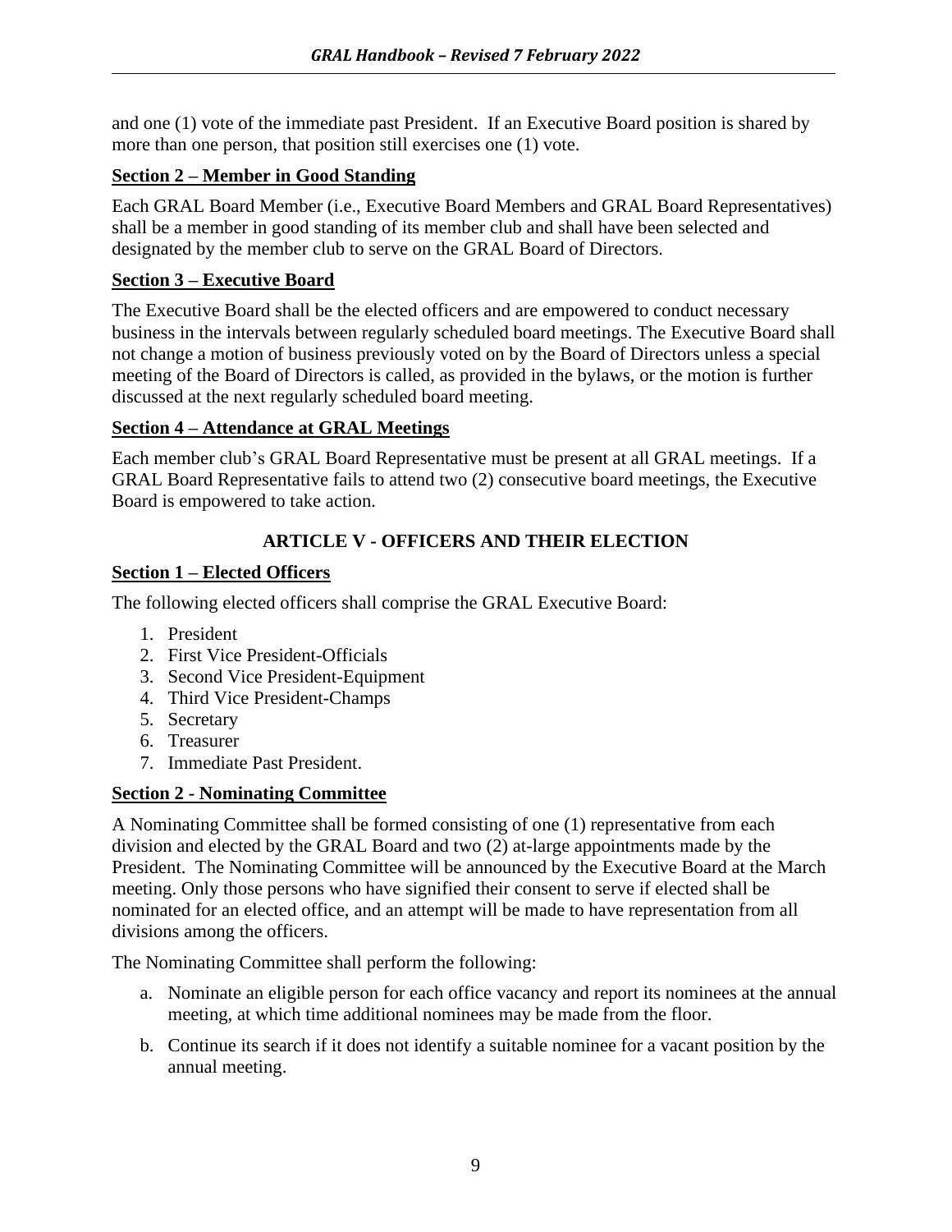and one (1) vote of the immediate past President. If an Executive Board position is shared by more than one person, that position still exercises one (1) vote.

### Section 2 – Member in Good Standing

Each GRAL Board Member (i.e., Executive Board Members and GRAL Board Representatives) shall be a member in good standing of its member club and shall have been selected and designated by the member club to serve on the GRAL Board of Directors.

### Section 3 – Executive Board

The Executive Board shall be the elected officers and are empowered to conduct necessary business in the intervals between regularly scheduled board meetings. The Executive Board shall not change a motion of business previously voted on by the Board of Directors unless a special meeting of the Board of Directors is called, as provided in the bylaws, or the motion is further discussed at the next regularly scheduled board meeting.

### Section 4 – Attendance at GRAL Meetings

Each member club's GRAL Board Representative must be present at all GRAL meetings. If a GRAL Board Representative fails to attend two (2) consecutive board meetings, the Executive Board is empowered to take action.

## ARTICLE V - OFFICERS AND THEIR ELECTION

### Section 1 – Elected Officers

The following elected officers shall comprise the GRAL Executive Board:

1. President
2. First Vice President-Officials
3. Second Vice President-Equipment
4. Third Vice President-Champs
5. Secretary
6. Treasurer
7. Immediate Past President.

### Section 2 - Nominating Committee

A Nominating Committee shall be formed consisting of one (1) representative from each division and elected by the GRAL Board and two (2) at-large appointments made by the President. The Nominating Committee will be announced by the Executive Board at the March meeting. Only those persons who have signified their consent to serve if elected shall be nominated for an elected office, and an attempt will be made to have representation from all divisions among the officers.

The Nominating Committee shall perform the following:

a. Nominate an eligible person for each office vacancy and report its nominees at the annual meeting, at which time additional nominees may be made from the floor.

b. Continue its search if it does not identify a suitable nominee for a vacant position by the annual meeting.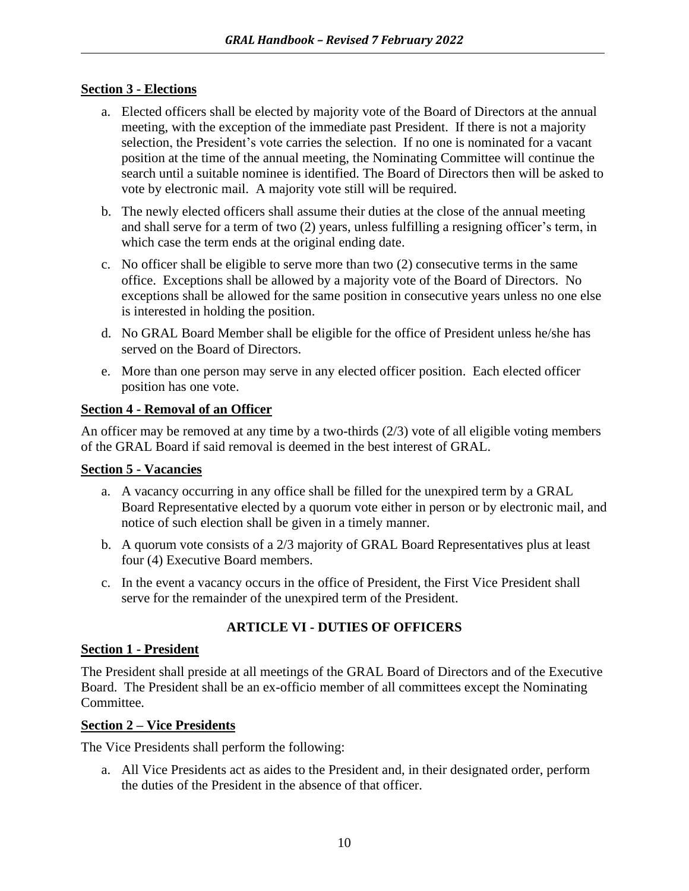**Section 3 - Elections**

a. Elected officers shall be elected by majority vote of the Board of Directors at the annual meeting, with the exception of the immediate past President. If there is not a majority selection, the President's vote carries the selection. If no one is nominated for a vacant position at the time of the annual meeting, the Nominating Committee will continue the search until a suitable nominee is identified. The Board of Directors then will be asked to vote by electronic mail. A majority vote still will be required.

b. The newly elected officers shall assume their duties at the close of the annual meeting and shall serve for a term of two (2) years, unless fulfilling a resigning officer's term, in which case the term ends at the original ending date.

c. No officer shall be eligible to serve more than two (2) consecutive terms in the same office. Exceptions shall be allowed by a majority vote of the Board of Directors. No exceptions shall be allowed for the same position in consecutive years unless no one else is interested in holding the position.

d. No GRAL Board Member shall be eligible for the office of President unless he/she has served on the Board of Directors.

e. More than one person may serve in any elected officer position. Each elected officer position has one vote.

**Section 4 - Removal of an Officer**

An officer may be removed at any time by a two-thirds (2/3) vote of all eligible voting members of the GRAL Board if said removal is deemed in the best interest of GRAL.

**Section 5 - Vacancies**

a. A vacancy occurring in any office shall be filled for the unexpired term by a GRAL Board Representative elected by a quorum vote either in person or by electronic mail, and notice of such election shall be given in a timely manner.

b. A quorum vote consists of a 2/3 majority of GRAL Board Representatives plus at least four (4) Executive Board members.

c. In the event a vacancy occurs in the office of President, the First Vice President shall serve for the remainder of the unexpired term of the President.

## ARTICLE VI - DUTIES OF OFFICERS

**Section 1 - President**

The President shall preside at all meetings of the GRAL Board of Directors and of the Executive Board. The President shall be an ex-officio member of all committees except the Nominating Committee.

**Section 2 – Vice Presidents**

The Vice Presidents shall perform the following:

a. All Vice Presidents act as aides to the President and, in their designated order, perform the duties of the President in the absence of that officer.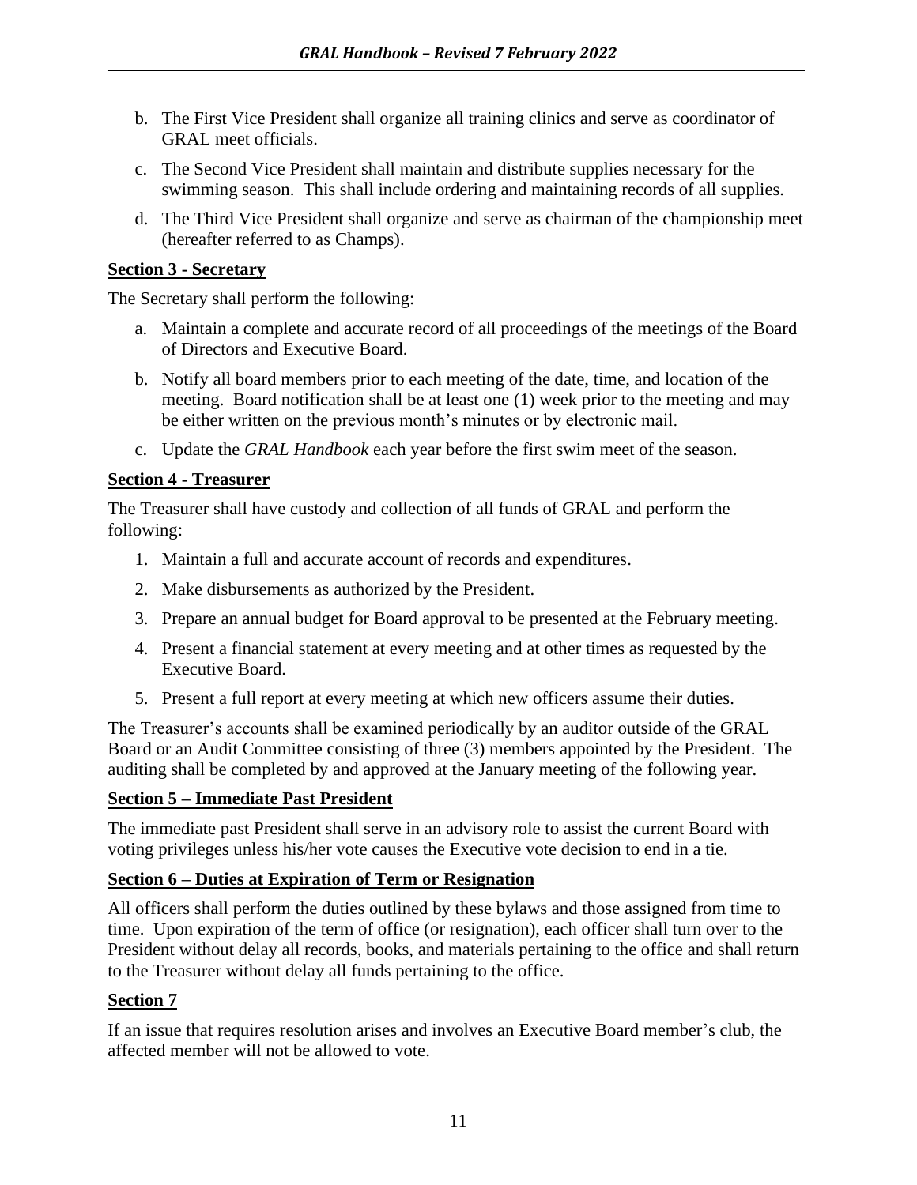b. The First Vice President shall organize all training clinics and serve as coordinator of GRAL meet officials.

c. The Second Vice President shall maintain and distribute supplies necessary for the swimming season. This shall include ordering and maintaining records of all supplies.

d. The Third Vice President shall organize and serve as chairman of the championship meet (hereafter referred to as Champs).

**Section 3 - Secretary**

The Secretary shall perform the following:

a. Maintain a complete and accurate record of all proceedings of the meetings of the Board of Directors and Executive Board.

b. Notify all board members prior to each meeting of the date, time, and location of the meeting. Board notification shall be at least one (1) week prior to the meeting and may be either written on the previous month's minutes or by electronic mail.

c. Update the *GRAL Handbook* each year before the first swim meet of the season.

**Section 4 - Treasurer**

The Treasurer shall have custody and collection of all funds of GRAL and perform the following:

1. Maintain a full and accurate account of records and expenditures.
2. Make disbursements as authorized by the President.
3. Prepare an annual budget for Board approval to be presented at the February meeting.
4. Present a financial statement at every meeting and at other times as requested by the Executive Board.
5. Present a full report at every meeting at which new officers assume their duties.

The Treasurer's accounts shall be examined periodically by an auditor outside of the GRAL Board or an Audit Committee consisting of three (3) members appointed by the President. The auditing shall be completed by and approved at the January meeting of the following year.

**Section 5 – Immediate Past President**

The immediate past President shall serve in an advisory role to assist the current Board with voting privileges unless his/her vote causes the Executive vote decision to end in a tie.

**Section 6 – Duties at Expiration of Term or Resignation**

All officers shall perform the duties outlined by these bylaws and those assigned from time to time. Upon expiration of the term of office (or resignation), each officer shall turn over to the President without delay all records, books, and materials pertaining to the office and shall return to the Treasurer without delay all funds pertaining to the office.

**Section 7**

If an issue that requires resolution arises and involves an Executive Board member's club, the affected member will not be allowed to vote.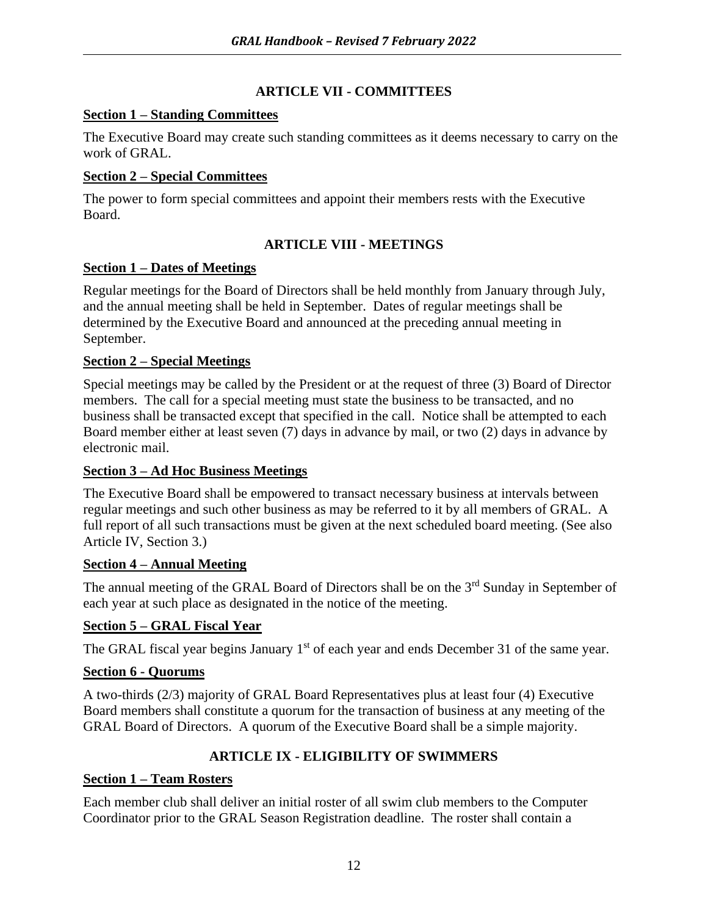## ARTICLE VII - COMMITTEES

**Section 1 – Standing Committees**

The Executive Board may create such standing committees as it deems necessary to carry on the work of GRAL.

**Section 2 – Special Committees**

The power to form special committees and appoint their members rests with the Executive Board.

## ARTICLE VIII - MEETINGS

**Section 1 – Dates of Meetings**

Regular meetings for the Board of Directors shall be held monthly from January through July, and the annual meeting shall be held in September. Dates of regular meetings shall be determined by the Executive Board and announced at the preceding annual meeting in September.

**Section 2 – Special Meetings**

Special meetings may be called by the President or at the request of three (3) Board of Director members. The call for a special meeting must state the business to be transacted, and no business shall be transacted except that specified in the call. Notice shall be attempted to each Board member either at least seven (7) days in advance by mail, or two (2) days in advance by electronic mail.

**Section 3 – Ad Hoc Business Meetings**

The Executive Board shall be empowered to transact necessary business at intervals between regular meetings and such other business as may be referred to it by all members of GRAL. A full report of all such transactions must be given at the next scheduled board meeting. (See also Article IV, Section 3.)

**Section 4 – Annual Meeting**

The annual meeting of the GRAL Board of Directors shall be on the 3rd Sunday in September of each year at such place as designated in the notice of the meeting.

**Section 5 – GRAL Fiscal Year**

The GRAL fiscal year begins January 1st of each year and ends December 31 of the same year.

**Section 6 - Quorums**

A two-thirds (2/3) majority of GRAL Board Representatives plus at least four (4) Executive Board members shall constitute a quorum for the transaction of business at any meeting of the GRAL Board of Directors. A quorum of the Executive Board shall be a simple majority.

## ARTICLE IX - ELIGIBILITY OF SWIMMERS

**Section 1 – Team Rosters**

Each member club shall deliver an initial roster of all swim club members to the Computer Coordinator prior to the GRAL Season Registration deadline. The roster shall contain a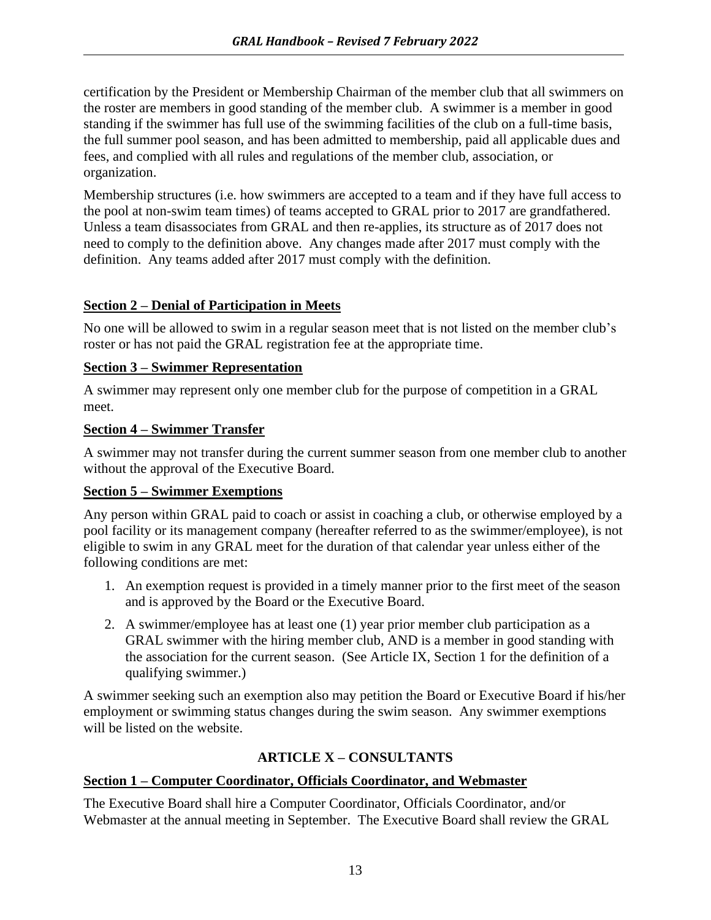certification by the President or Membership Chairman of the member club that all swimmers on the roster are members in good standing of the member club. A swimmer is a member in good standing if the swimmer has full use of the swimming facilities of the club on a full-time basis, the full summer pool season, and has been admitted to membership, paid all applicable dues and fees, and complied with all rules and regulations of the member club, association, or organization.

Membership structures (i.e. how swimmers are accepted to a team and if they have full access to the pool at non-swim team times) of teams accepted to GRAL prior to 2017 are grandfathered. Unless a team disassociates from GRAL and then re-applies, its structure as of 2017 does not need to comply to the definition above. Any changes made after 2017 must comply with the definition. Any teams added after 2017 must comply with the definition.

**Section 2 – Denial of Participation in Meets**

No one will be allowed to swim in a regular season meet that is not listed on the member club's roster or has not paid the GRAL registration fee at the appropriate time.

**Section 3 – Swimmer Representation**

A swimmer may represent only one member club for the purpose of competition in a GRAL meet.

**Section 4 – Swimmer Transfer**

A swimmer may not transfer during the current summer season from one member club to another without the approval of the Executive Board.

**Section 5 – Swimmer Exemptions**

Any person within GRAL paid to coach or assist in coaching a club, or otherwise employed by a pool facility or its management company (hereafter referred to as the swimmer/employee), is not eligible to swim in any GRAL meet for the duration of that calendar year unless either of the following conditions are met:

1. An exemption request is provided in a timely manner prior to the first meet of the season and is approved by the Board or the Executive Board.
2. A swimmer/employee has at least one (1) year prior member club participation as a GRAL swimmer with the hiring member club, AND is a member in good standing with the association for the current season. (See Article IX, Section 1 for the definition of a qualifying swimmer.)

A swimmer seeking such an exemption also may petition the Board or Executive Board if his/her employment or swimming status changes during the swim season. Any swimmer exemptions will be listed on the website.

## ARTICLE X – CONSULTANTS

**Section 1 – Computer Coordinator, Officials Coordinator, and Webmaster**

The Executive Board shall hire a Computer Coordinator, Officials Coordinator, and/or Webmaster at the annual meeting in September. The Executive Board shall review the GRAL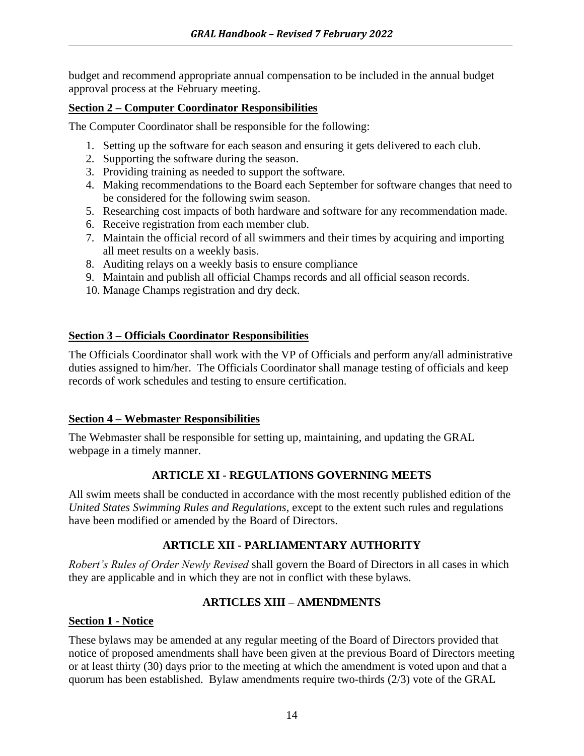budget and recommend appropriate annual compensation to be included in the annual budget approval process at the February meeting.

**Section 2 – Computer Coordinator Responsibilities**

The Computer Coordinator shall be responsible for the following:

1. Setting up the software for each season and ensuring it gets delivered to each club.
2. Supporting the software during the season.
3. Providing training as needed to support the software.
4. Making recommendations to the Board each September for software changes that need to be considered for the following swim season.
5. Researching cost impacts of both hardware and software for any recommendation made.
6. Receive registration from each member club.
7. Maintain the official record of all swimmers and their times by acquiring and importing all meet results on a weekly basis.
8. Auditing relays on a weekly basis to ensure compliance
9. Maintain and publish all official Champs records and all official season records.
10. Manage Champs registration and dry deck.

**Section 3 – Officials Coordinator Responsibilities**

The Officials Coordinator shall work with the VP of Officials and perform any/all administrative duties assigned to him/her. The Officials Coordinator shall manage testing of officials and keep records of work schedules and testing to ensure certification.

**Section 4 – Webmaster Responsibilities**

The Webmaster shall be responsible for setting up, maintaining, and updating the GRAL webpage in a timely manner.

## ARTICLE XI - REGULATIONS GOVERNING MEETS

All swim meets shall be conducted in accordance with the most recently published edition of the *United States Swimming Rules and Regulations*, except to the extent such rules and regulations have been modified or amended by the Board of Directors.

## ARTICLE XII - PARLIAMENTARY AUTHORITY

*Robert's Rules of Order Newly Revised* shall govern the Board of Directors in all cases in which they are applicable and in which they are not in conflict with these bylaws.

## ARTICLES XIII – AMENDMENTS

**Section 1 - Notice**

These bylaws may be amended at any regular meeting of the Board of Directors provided that notice of proposed amendments shall have been given at the previous Board of Directors meeting or at least thirty (30) days prior to the meeting at which the amendment is voted upon and that a quorum has been established. Bylaw amendments require two-thirds (2/3) vote of the GRAL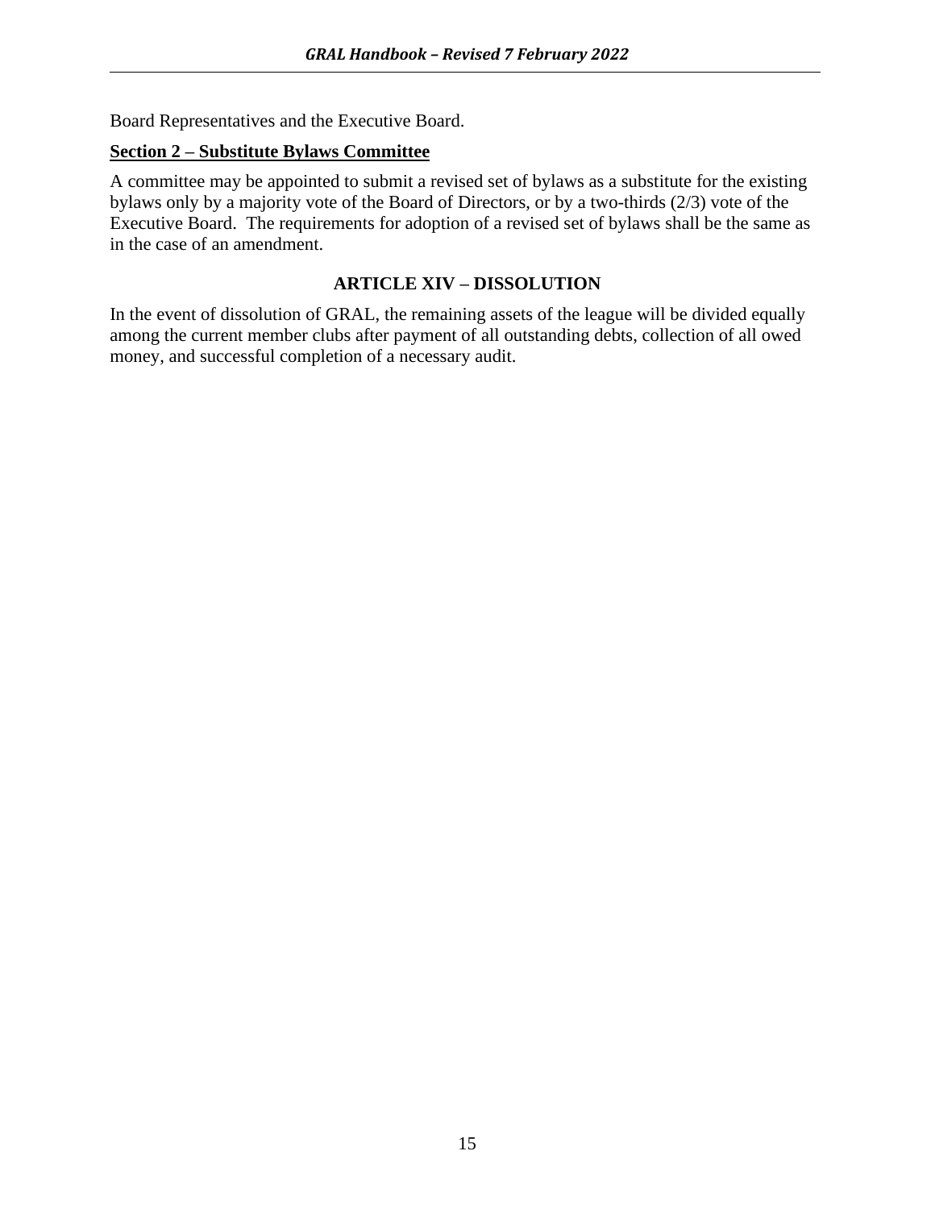Board Representatives and the Executive Board.

**Section 2 – Substitute Bylaws Committee**

A committee may be appointed to submit a revised set of bylaws as a substitute for the existing bylaws only by a majority vote of the Board of Directors, or by a two-thirds (2/3) vote of the Executive Board. The requirements for adoption of a revised set of bylaws shall be the same as in the case of an amendment.

## ARTICLE XIV – DISSOLUTION

In the event of dissolution of GRAL, the remaining assets of the league will be divided equally among the current member clubs after payment of all outstanding debts, collection of all owed money, and successful completion of a necessary audit.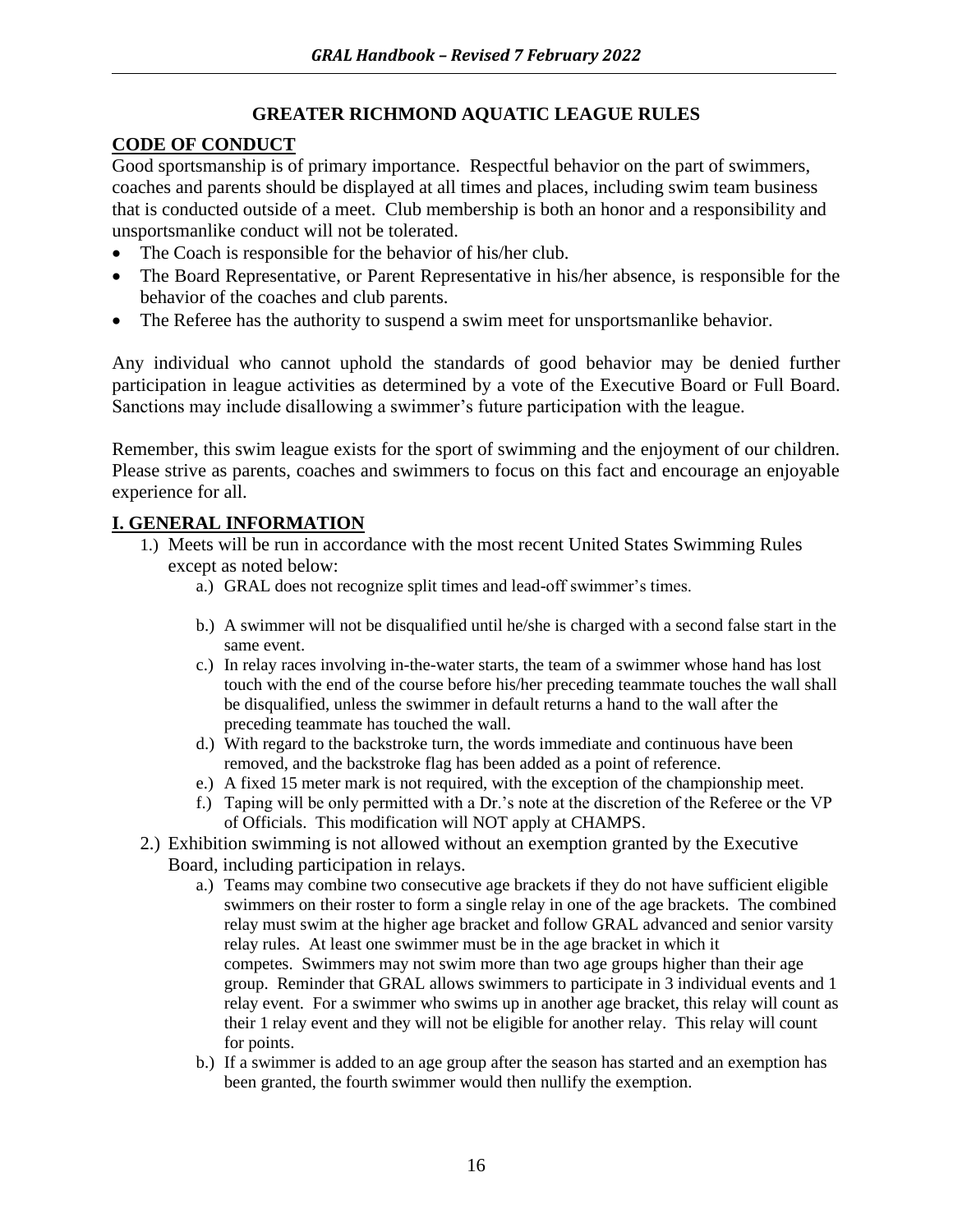# GREATER RICHMOND AQUATIC LEAGUE RULES

## CODE OF CONDUCT

Good sportsmanship is of primary importance. Respectful behavior on the part of swimmers, coaches and parents should be displayed at all times and places, including swim team business that is conducted outside of a meet. Club membership is both an honor and a responsibility and unsportsmanlike conduct will not be tolerated.

- The Coach is responsible for the behavior of his/her club.
- The Board Representative, or Parent Representative in his/her absence, is responsible for the behavior of the coaches and club parents.
- The Referee has the authority to suspend a swim meet for unsportsmanlike behavior.

Any individual who cannot uphold the standards of good behavior may be denied further participation in league activities as determined by a vote of the Executive Board or Full Board. Sanctions may include disallowing a swimmer's future participation with the league.

Remember, this swim league exists for the sport of swimming and the enjoyment of our children. Please strive as parents, coaches and swimmers to focus on this fact and encourage an enjoyable experience for all.

## I. GENERAL INFORMATION

1.) Meets will be run in accordance with the most recent United States Swimming Rules except as noted below:
   - a.) GRAL does not recognize split times and lead-off swimmer's times.
   - b.) A swimmer will not be disqualified until he/she is charged with a second false start in the same event.
   - c.) In relay races involving in-the-water starts, the team of a swimmer whose hand has lost touch with the end of the course before his/her preceding teammate touches the wall shall be disqualified, unless the swimmer in default returns a hand to the wall after the preceding teammate has touched the wall.
   - d.) With regard to the backstroke turn, the words immediate and continuous have been removed, and the backstroke flag has been added as a point of reference.
   - e.) A fixed 15 meter mark is not required, with the exception of the championship meet.
   - f.) Taping will be only permitted with a Dr.'s note at the discretion of the Referee or the VP of Officials. This modification will NOT apply at CHAMPS.

2.) Exhibition swimming is not allowed without an exemption granted by the Executive Board, including participation in relays.
   - a.) Teams may combine two consecutive age brackets if they do not have sufficient eligible swimmers on their roster to form a single relay in one of the age brackets. The combined relay must swim at the higher age bracket and follow GRAL advanced and senior varsity relay rules. At least one swimmer must be in the age bracket in which it competes. Swimmers may not swim more than two age groups higher than their age group. Reminder that GRAL allows swimmers to participate in 3 individual events and 1 relay event. For a swimmer who swims up in another age bracket, this relay will count as their 1 relay event and they will not be eligible for another relay. This relay will count for points.
   - b.) If a swimmer is added to an age group after the season has started and an exemption has been granted, the fourth swimmer would then nullify the exemption.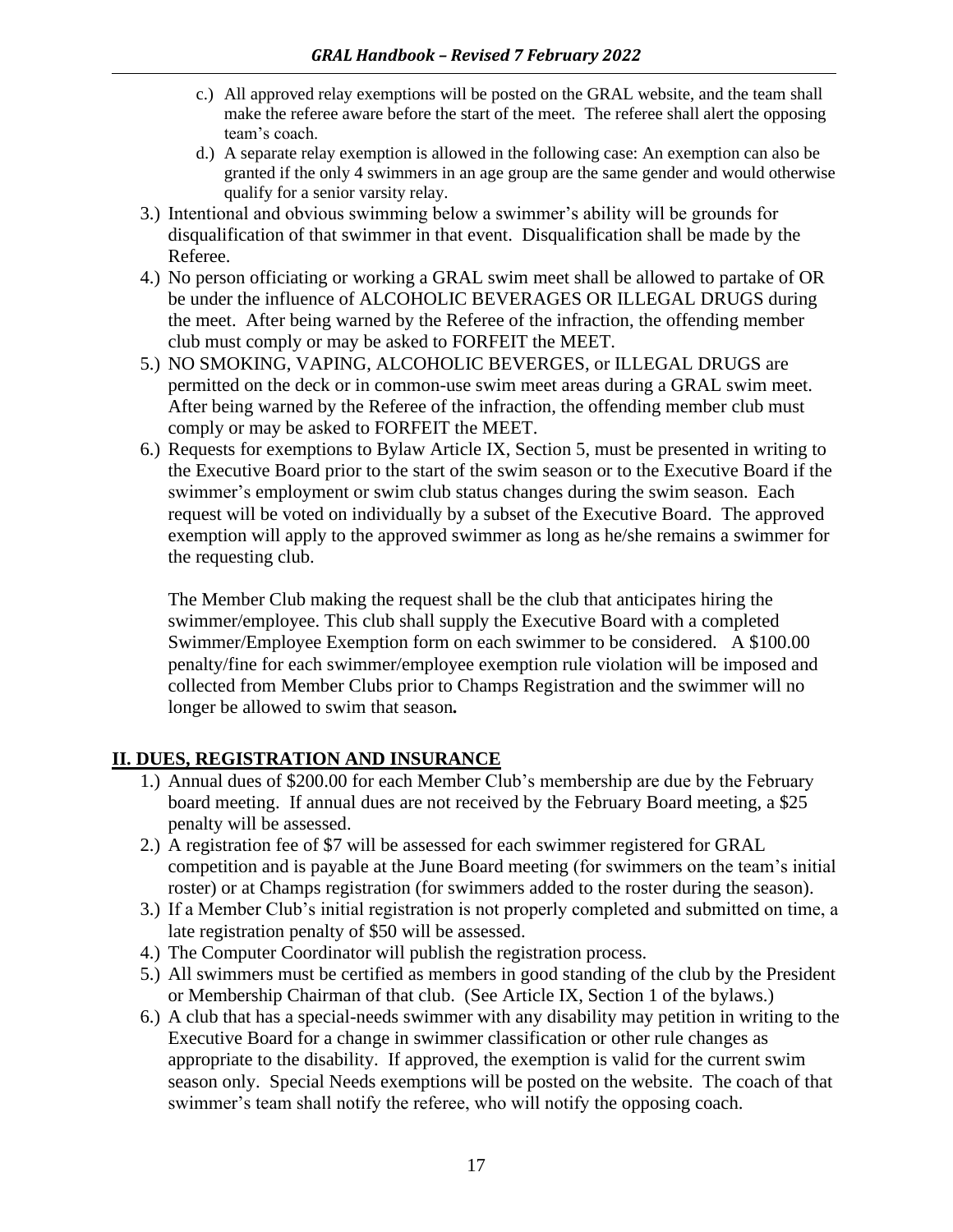c.) All approved relay exemptions will be posted on the GRAL website, and the team shall make the referee aware before the start of the meet. The referee shall alert the opposing team's coach.

  d.) A separate relay exemption is allowed in the following case: An exemption can also be granted if the only 4 swimmers in an age group are the same gender and would otherwise qualify for a senior varsity relay.

3.) Intentional and obvious swimming below a swimmer's ability will be grounds for disqualification of that swimmer in that event. Disqualification shall be made by the Referee.

4.) No person officiating or working a GRAL swim meet shall be allowed to partake of OR be under the influence of ALCOHOLIC BEVERAGES OR ILLEGAL DRUGS during the meet. After being warned by the Referee of the infraction, the offending member club must comply or may be asked to FORFEIT the MEET.

5.) NO SMOKING, VAPING, ALCOHOLIC BEVERGES, or ILLEGAL DRUGS are permitted on the deck or in common-use swim meet areas during a GRAL swim meet. After being warned by the Referee of the infraction, the offending member club must comply or may be asked to FORFEIT the MEET.

6.) Requests for exemptions to Bylaw Article IX, Section 5, must be presented in writing to the Executive Board prior to the start of the swim season or to the Executive Board if the swimmer's employment or swim club status changes during the swim season. Each request will be voted on individually by a subset of the Executive Board. The approved exemption will apply to the approved swimmer as long as he/she remains a swimmer for the requesting club.

   The Member Club making the request shall be the club that anticipates hiring the swimmer/employee. This club shall supply the Executive Board with a completed Swimmer/Employee Exemption form on each swimmer to be considered. A $100.00 penalty/fine for each swimmer/employee exemption rule violation will be imposed and collected from Member Clubs prior to Champs Registration and the swimmer will no longer be allowed to swim that season**.**

## II. DUES, REGISTRATION AND INSURANCE

1.) Annual dues of $200.00 for each Member Club's membership are due by the February board meeting. If annual dues are not received by the February Board meeting, a $25 penalty will be assessed.

2.) A registration fee of $7 will be assessed for each swimmer registered for GRAL competition and is payable at the June Board meeting (for swimmers on the team's initial roster) or at Champs registration (for swimmers added to the roster during the season).

3.) If a Member Club's initial registration is not properly completed and submitted on time, a late registration penalty of $50 will be assessed.

4.) The Computer Coordinator will publish the registration process.

5.) All swimmers must be certified as members in good standing of the club by the President or Membership Chairman of that club. (See Article IX, Section 1 of the bylaws.)

6.) A club that has a special-needs swimmer with any disability may petition in writing to the Executive Board for a change in swimmer classification or other rule changes as appropriate to the disability. If approved, the exemption is valid for the current swim season only. Special Needs exemptions will be posted on the website. The coach of that swimmer's team shall notify the referee, who will notify the opposing coach.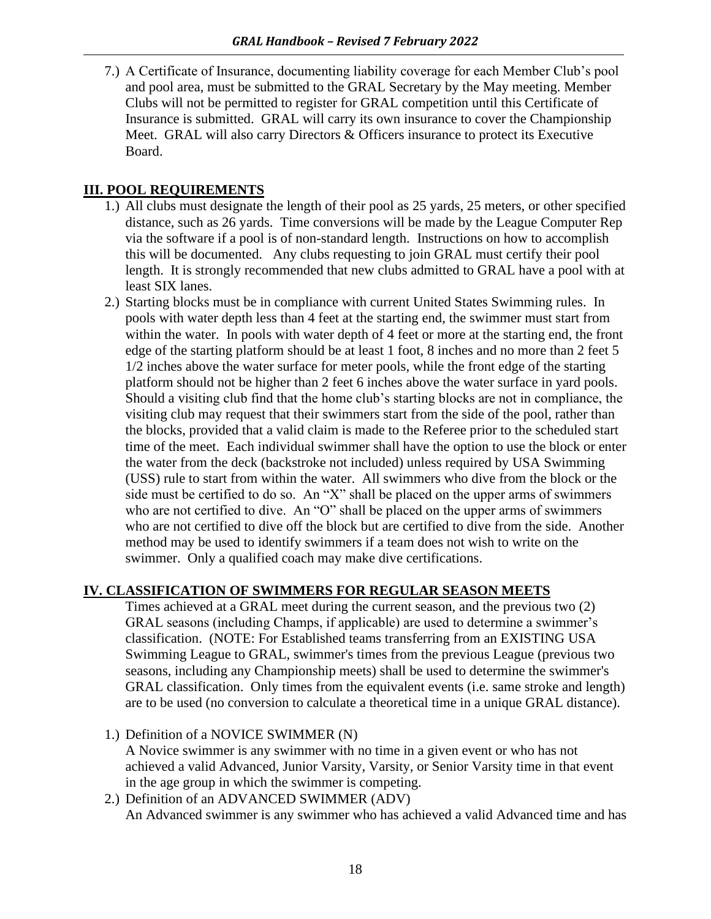7.) A Certificate of Insurance, documenting liability coverage for each Member Club's pool and pool area, must be submitted to the GRAL Secretary by the May meeting. Member Clubs will not be permitted to register for GRAL competition until this Certificate of Insurance is submitted. GRAL will carry its own insurance to cover the Championship Meet. GRAL will also carry Directors & Officers insurance to protect its Executive Board.

## III. POOL REQUIREMENTS

1.) All clubs must designate the length of their pool as 25 yards, 25 meters, or other specified distance, such as 26 yards. Time conversions will be made by the League Computer Rep via the software if a pool is of non-standard length. Instructions on how to accomplish this will be documented. Any clubs requesting to join GRAL must certify their pool length. It is strongly recommended that new clubs admitted to GRAL have a pool with at least SIX lanes.

2.) Starting blocks must be in compliance with current United States Swimming rules. In pools with water depth less than 4 feet at the starting end, the swimmer must start from within the water. In pools with water depth of 4 feet or more at the starting end, the front edge of the starting platform should be at least 1 foot, 8 inches and no more than 2 feet 5 1/2 inches above the water surface for meter pools, while the front edge of the starting platform should not be higher than 2 feet 6 inches above the water surface in yard pools. Should a visiting club find that the home club's starting blocks are not in compliance, the visiting club may request that their swimmers start from the side of the pool, rather than the blocks, provided that a valid claim is made to the Referee prior to the scheduled start time of the meet. Each individual swimmer shall have the option to use the block or enter the water from the deck (backstroke not included) unless required by USA Swimming (USS) rule to start from within the water. All swimmers who dive from the block or the side must be certified to do so. An "X" shall be placed on the upper arms of swimmers who are not certified to dive. An "O" shall be placed on the upper arms of swimmers who are not certified to dive off the block but are certified to dive from the side. Another method may be used to identify swimmers if a team does not wish to write on the swimmer. Only a qualified coach may make dive certifications.

## IV. CLASSIFICATION OF SWIMMERS FOR REGULAR SEASON MEETS

Times achieved at a GRAL meet during the current season, and the previous two (2) GRAL seasons (including Champs, if applicable) are used to determine a swimmer's classification. (NOTE: For Established teams transferring from an EXISTING USA Swimming League to GRAL, swimmer's times from the previous League (previous two seasons, including any Championship meets) shall be used to determine the swimmer's GRAL classification. Only times from the equivalent events (i.e. same stroke and length) are to be used (no conversion to calculate a theoretical time in a unique GRAL distance).

1.) Definition of a NOVICE SWIMMER (N)
A Novice swimmer is any swimmer with no time in a given event or who has not achieved a valid Advanced, Junior Varsity, Varsity, or Senior Varsity time in that event in the age group in which the swimmer is competing.

2.) Definition of an ADVANCED SWIMMER (ADV)
An Advanced swimmer is any swimmer who has achieved a valid Advanced time and has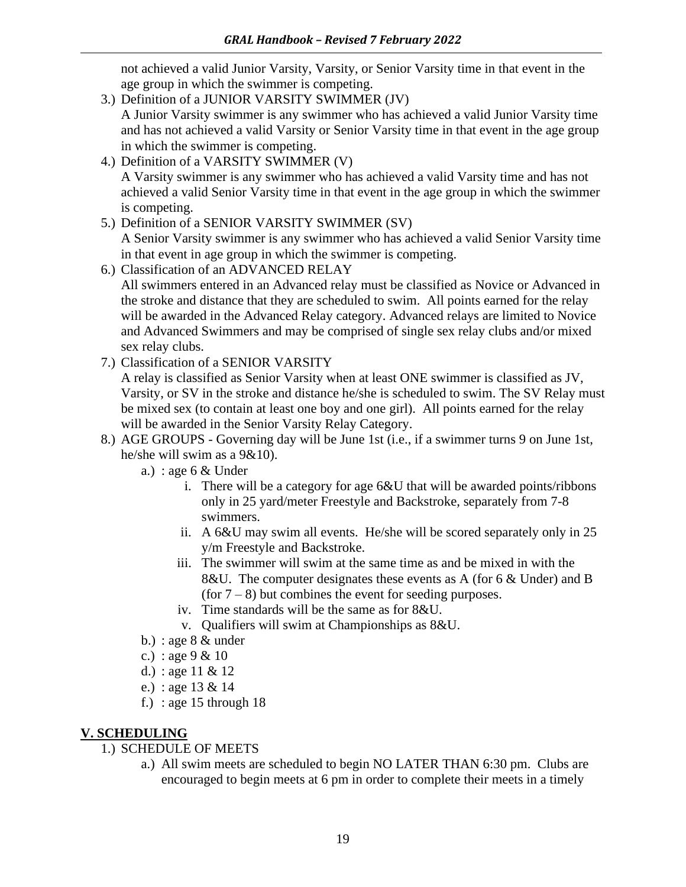not achieved a valid Junior Varsity, Varsity, or Senior Varsity time in that event in the age group in which the swimmer is competing.

3.) Definition of a JUNIOR VARSITY SWIMMER (JV)
A Junior Varsity swimmer is any swimmer who has achieved a valid Junior Varsity time and has not achieved a valid Varsity or Senior Varsity time in that event in the age group in which the swimmer is competing.

4.) Definition of a VARSITY SWIMMER (V)
A Varsity swimmer is any swimmer who has achieved a valid Varsity time and has not achieved a valid Senior Varsity time in that event in the age group in which the swimmer is competing.

5.) Definition of a SENIOR VARSITY SWIMMER (SV)
A Senior Varsity swimmer is any swimmer who has achieved a valid Senior Varsity time in that event in age group in which the swimmer is competing.

6.) Classification of an ADVANCED RELAY
All swimmers entered in an Advanced relay must be classified as Novice or Advanced in the stroke and distance that they are scheduled to swim. All points earned for the relay will be awarded in the Advanced Relay category. Advanced relays are limited to Novice and Advanced Swimmers and may be comprised of single sex relay clubs and/or mixed sex relay clubs.

7.) Classification of a SENIOR VARSITY
A relay is classified as Senior Varsity when at least ONE swimmer is classified as JV, Varsity, or SV in the stroke and distance he/she is scheduled to swim. The SV Relay must be mixed sex (to contain at least one boy and one girl). All points earned for the relay will be awarded in the Senior Varsity Relay Category.

8.) AGE GROUPS - Governing day will be June 1st (i.e., if a swimmer turns 9 on June 1st, he/she will swim as a 9&10).

   a.) : age 6 & Under
      i. There will be a category for age 6&U that will be awarded points/ribbons only in 25 yard/meter Freestyle and Backstroke, separately from 7-8 swimmers.
      ii. A 6&U may swim all events. He/she will be scored separately only in 25 y/m Freestyle and Backstroke.
      iii. The swimmer will swim at the same time as and be mixed in with the 8&U. The computer designates these events as A (for 6 & Under) and B (for 7 – 8) but combines the event for seeding purposes.
      iv. Time standards will be the same as for 8&U.
      v. Qualifiers will swim at Championships as 8&U.

   b.) : age 8 & under

   c.) : age 9 & 10

   d.) : age 11 & 12

   e.) : age 13 & 14

   f.) : age 15 through 18

## V. SCHEDULING

1.) SCHEDULE OF MEETS

   a.) All swim meets are scheduled to begin NO LATER THAN 6:30 pm. Clubs are encouraged to begin meets at 6 pm in order to complete their meets in a timely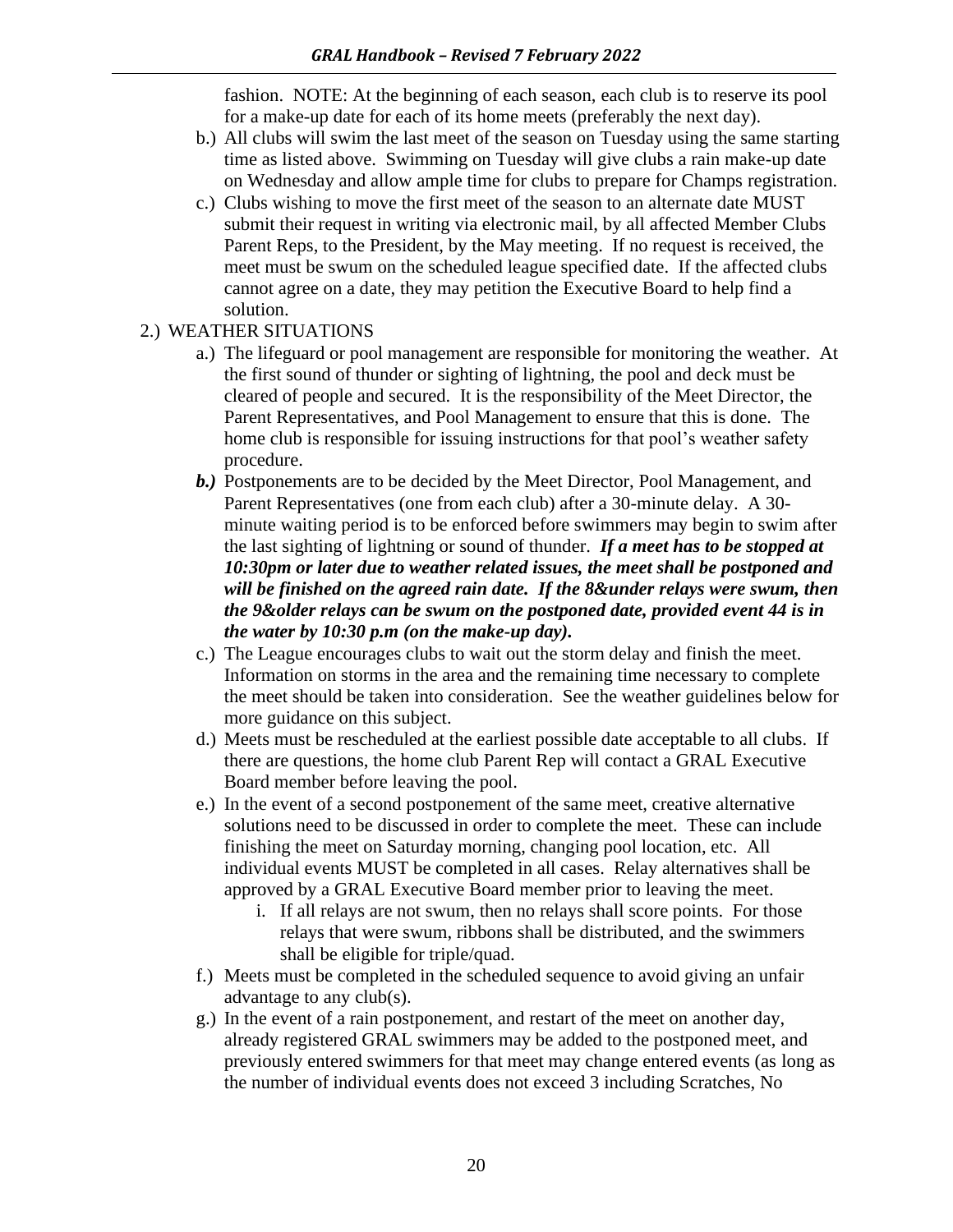fashion. NOTE: At the beginning of each season, each club is to reserve its pool for a make-up date for each of its home meets (preferably the next day).

b.) All clubs will swim the last meet of the season on Tuesday using the same starting time as listed above. Swimming on Tuesday will give clubs a rain make-up date on Wednesday and allow ample time for clubs to prepare for Champs registration.

c.) Clubs wishing to move the first meet of the season to an alternate date MUST submit their request in writing via electronic mail, by all affected Member Clubs Parent Reps, to the President, by the May meeting. If no request is received, the meet must be swum on the scheduled league specified date. If the affected clubs cannot agree on a date, they may petition the Executive Board to help find a solution.

2.) WEATHER SITUATIONS

a.) The lifeguard or pool management are responsible for monitoring the weather. At the first sound of thunder or sighting of lightning, the pool and deck must be cleared of people and secured. It is the responsibility of the Meet Director, the Parent Representatives, and Pool Management to ensure that this is done. The home club is responsible for issuing instructions for that pool's weather safety procedure.

***b.)*** Postponements are to be decided by the Meet Director, Pool Management, and Parent Representatives (one from each club) after a 30-minute delay. A 30-minute waiting period is to be enforced before swimmers may begin to swim after the last sighting of lightning or sound of thunder. ***If a meet has to be stopped at 10:30pm or later due to weather related issues, the meet shall be postponed and will be finished on the agreed rain date. If the 8&under relays were swum, then the 9&older relays can be swum on the postponed date, provided event 44 is in the water by 10:30 p.m (on the make-up day).***

c.) The League encourages clubs to wait out the storm delay and finish the meet. Information on storms in the area and the remaining time necessary to complete the meet should be taken into consideration. See the weather guidelines below for more guidance on this subject.

d.) Meets must be rescheduled at the earliest possible date acceptable to all clubs. If there are questions, the home club Parent Rep will contact a GRAL Executive Board member before leaving the pool.

e.) In the event of a second postponement of the same meet, creative alternative solutions need to be discussed in order to complete the meet. These can include finishing the meet on Saturday morning, changing pool location, etc. All individual events MUST be completed in all cases. Relay alternatives shall be approved by a GRAL Executive Board member prior to leaving the meet.

   i. If all relays are not swum, then no relays shall score points. For those relays that were swum, ribbons shall be distributed, and the swimmers shall be eligible for triple/quad.

f.) Meets must be completed in the scheduled sequence to avoid giving an unfair advantage to any club(s).

g.) In the event of a rain postponement, and restart of the meet on another day, already registered GRAL swimmers may be added to the postponed meet, and previously entered swimmers for that meet may change entered events (as long as the number of individual events does not exceed 3 including Scratches, No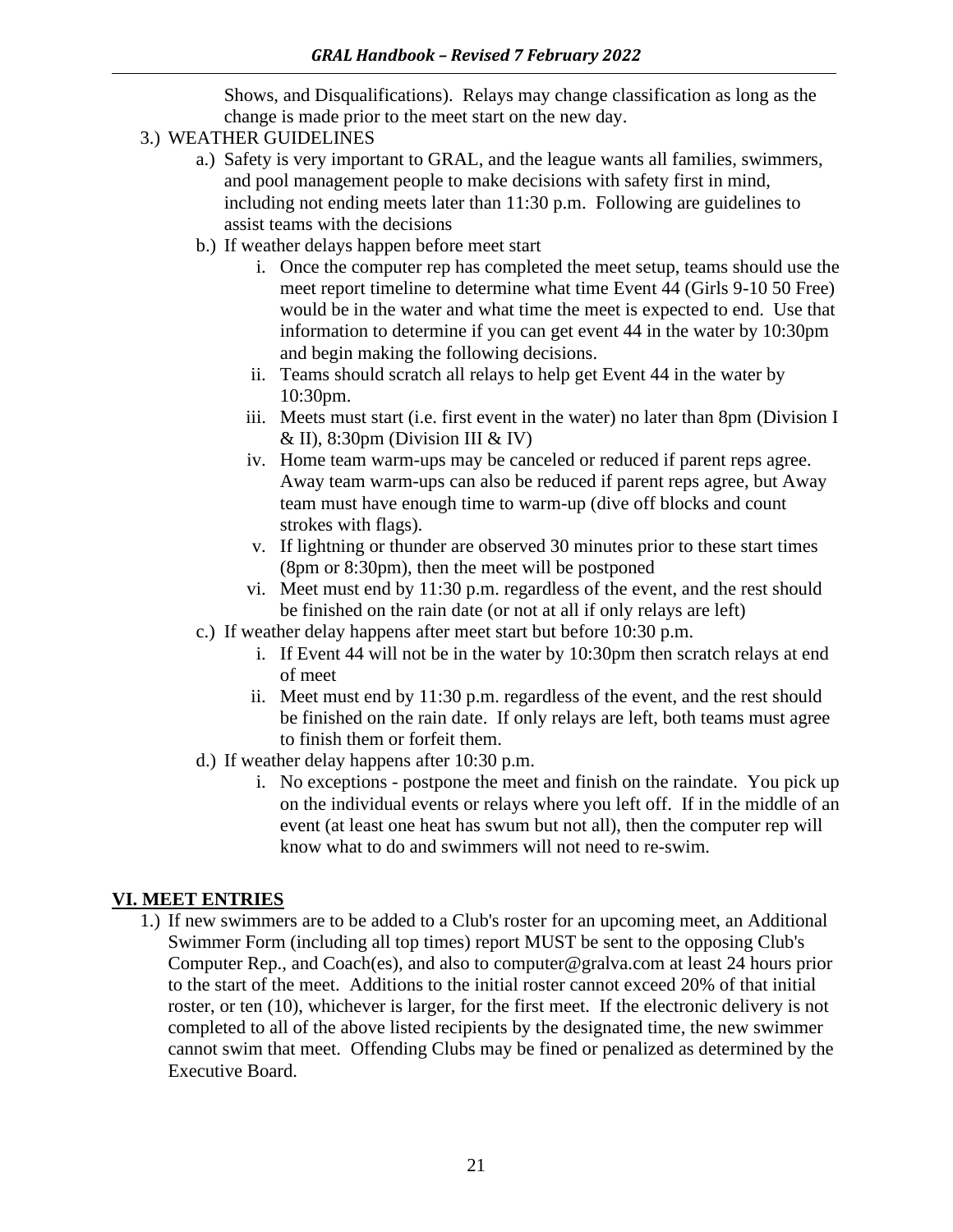Shows, and Disqualifications). Relays may change classification as long as the change is made prior to the meet start on the new day.

3.) WEATHER GUIDELINES

   a.) Safety is very important to GRAL, and the league wants all families, swimmers, and pool management people to make decisions with safety first in mind, including not ending meets later than 11:30 p.m. Following are guidelines to assist teams with the decisions

   b.) If weather delays happen before meet start

      i. Once the computer rep has completed the meet setup, teams should use the meet report timeline to determine what time Event 44 (Girls 9-10 50 Free) would be in the water and what time the meet is expected to end. Use that information to determine if you can get event 44 in the water by 10:30pm and begin making the following decisions.

      ii. Teams should scratch all relays to help get Event 44 in the water by 10:30pm.

      iii. Meets must start (i.e. first event in the water) no later than 8pm (Division I & II), 8:30pm (Division III & IV)

      iv. Home team warm-ups may be canceled or reduced if parent reps agree. Away team warm-ups can also be reduced if parent reps agree, but Away team must have enough time to warm-up (dive off blocks and count strokes with flags).

      v. If lightning or thunder are observed 30 minutes prior to these start times (8pm or 8:30pm), then the meet will be postponed

      vi. Meet must end by 11:30 p.m. regardless of the event, and the rest should be finished on the rain date (or not at all if only relays are left)

   c.) If weather delay happens after meet start but before 10:30 p.m.

      i. If Event 44 will not be in the water by 10:30pm then scratch relays at end of meet

      ii. Meet must end by 11:30 p.m. regardless of the event, and the rest should be finished on the rain date. If only relays are left, both teams must agree to finish them or forfeit them.

   d.) If weather delay happens after 10:30 p.m.

      i. No exceptions - postpone the meet and finish on the raindate. You pick up on the individual events or relays where you left off. If in the middle of an event (at least one heat has swum but not all), then the computer rep will know what to do and swimmers will not need to re-swim.

## VI. MEET ENTRIES

1.) If new swimmers are to be added to a Club's roster for an upcoming meet, an Additional Swimmer Form (including all top times) report MUST be sent to the opposing Club's Computer Rep., and Coach(es), and also to computer@gralva.com at least 24 hours prior to the start of the meet. Additions to the initial roster cannot exceed 20% of that initial roster, or ten (10), whichever is larger, for the first meet. If the electronic delivery is not completed to all of the above listed recipients by the designated time, the new swimmer cannot swim that meet. Offending Clubs may be fined or penalized as determined by the Executive Board.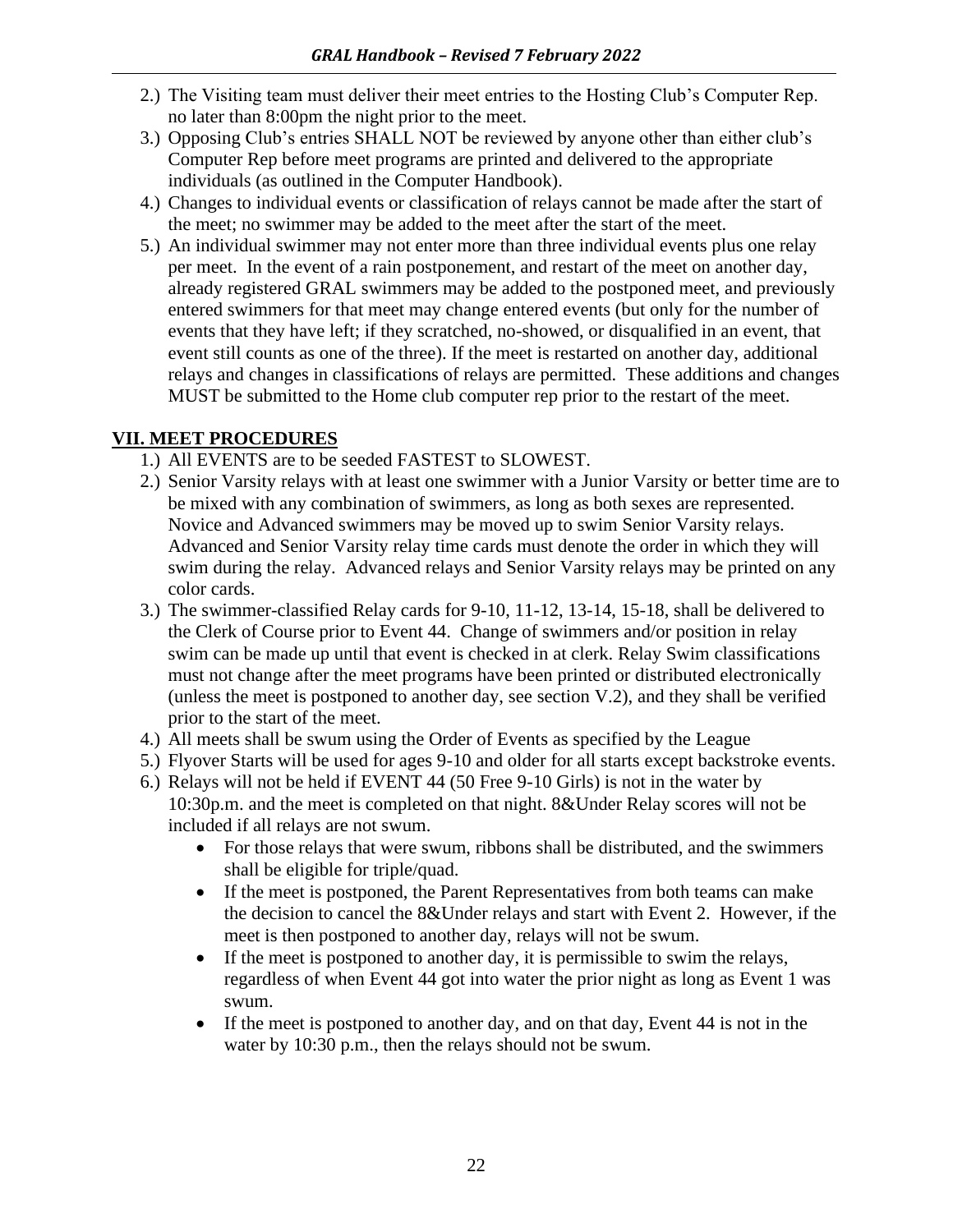2.) The Visiting team must deliver their meet entries to the Hosting Club's Computer Rep. no later than 8:00pm the night prior to the meet.
3.) Opposing Club's entries SHALL NOT be reviewed by anyone other than either club's Computer Rep before meet programs are printed and delivered to the appropriate individuals (as outlined in the Computer Handbook).
4.) Changes to individual events or classification of relays cannot be made after the start of the meet; no swimmer may be added to the meet after the start of the meet.
5.) An individual swimmer may not enter more than three individual events plus one relay per meet. In the event of a rain postponement, and restart of the meet on another day, already registered GRAL swimmers may be added to the postponed meet, and previously entered swimmers for that meet may change entered events (but only for the number of events that they have left; if they scratched, no-showed, or disqualified in an event, that event still counts as one of the three). If the meet is restarted on another day, additional relays and changes in classifications of relays are permitted. These additions and changes MUST be submitted to the Home club computer rep prior to the restart of the meet.

## VII. MEET PROCEDURES

1.) All EVENTS are to be seeded FASTEST to SLOWEST.
2.) Senior Varsity relays with at least one swimmer with a Junior Varsity or better time are to be mixed with any combination of swimmers, as long as both sexes are represented. Novice and Advanced swimmers may be moved up to swim Senior Varsity relays. Advanced and Senior Varsity relay time cards must denote the order in which they will swim during the relay. Advanced relays and Senior Varsity relays may be printed on any color cards.
3.) The swimmer-classified Relay cards for 9-10, 11-12, 13-14, 15-18, shall be delivered to the Clerk of Course prior to Event 44. Change of swimmers and/or position in relay swim can be made up until that event is checked in at clerk. Relay Swim classifications must not change after the meet programs have been printed or distributed electronically (unless the meet is postponed to another day, see section V.2), and they shall be verified prior to the start of the meet.
4.) All meets shall be swum using the Order of Events as specified by the League
5.) Flyover Starts will be used for ages 9-10 and older for all starts except backstroke events.
6.) Relays will not be held if EVENT 44 (50 Free 9-10 Girls) is not in the water by 10:30p.m. and the meet is completed on that night. 8&Under Relay scores will not be included if all relays are not swum.
    - For those relays that were swum, ribbons shall be distributed, and the swimmers shall be eligible for triple/quad.
    - If the meet is postponed, the Parent Representatives from both teams can make the decision to cancel the 8&Under relays and start with Event 2. However, if the meet is then postponed to another day, relays will not be swum.
    - If the meet is postponed to another day, it is permissible to swim the relays, regardless of when Event 44 got into water the prior night as long as Event 1 was swum.
    - If the meet is postponed to another day, and on that day, Event 44 is not in the water by 10:30 p.m., then the relays should not be swum.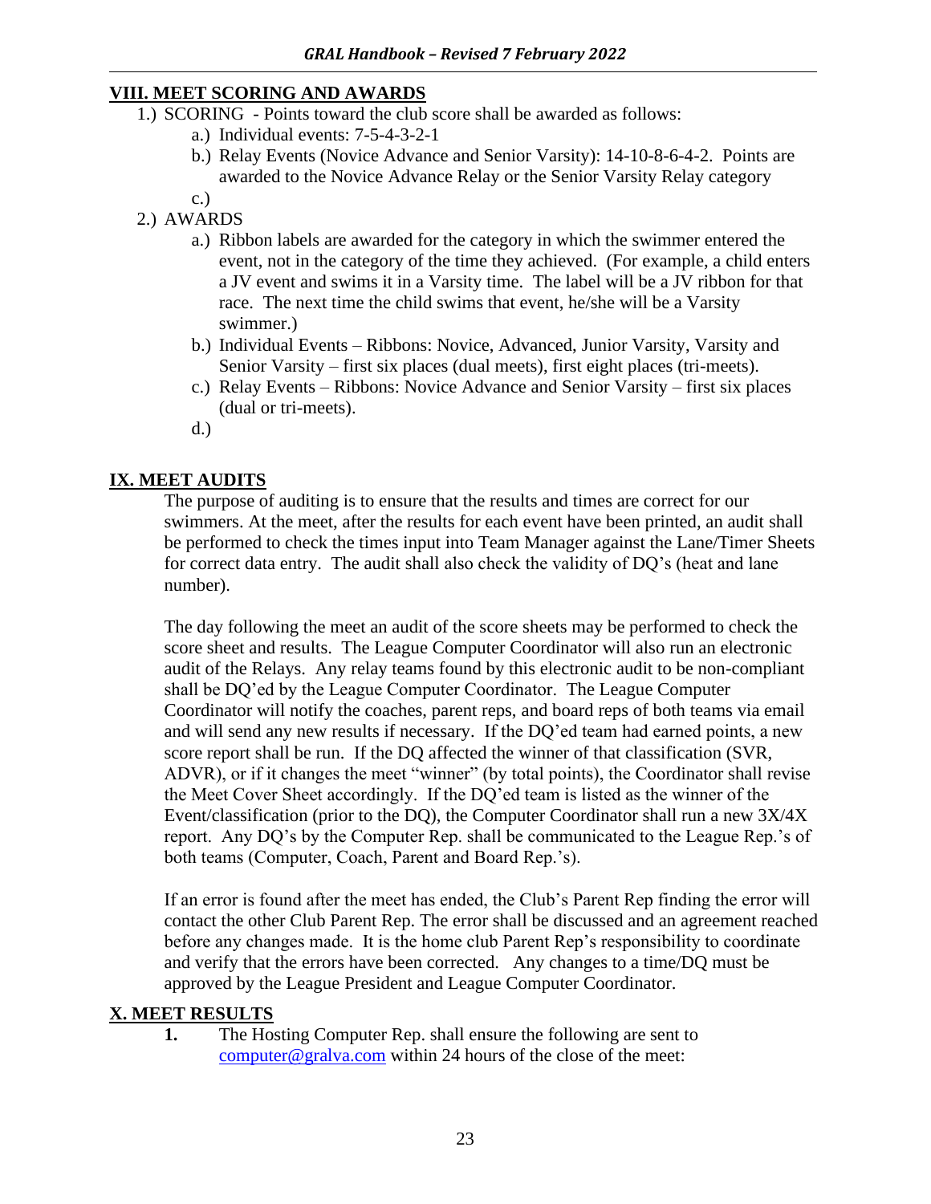## VIII. MEET SCORING AND AWARDS

1.) SCORING - Points toward the club score shall be awarded as follows:
   - a.) Individual events: 7-5-4-3-2-1
   - b.) Relay Events (Novice Advance and Senior Varsity): 14-10-8-6-4-2. Points are awarded to the Novice Advance Relay or the Senior Varsity Relay category
   - c.)

2.) AWARDS
   - a.) Ribbon labels are awarded for the category in which the swimmer entered the event, not in the category of the time they achieved. (For example, a child enters a JV event and swims it in a Varsity time. The label will be a JV ribbon for that race. The next time the child swims that event, he/she will be a Varsity swimmer.)
   - b.) Individual Events – Ribbons: Novice, Advanced, Junior Varsity, Varsity and Senior Varsity – first six places (dual meets), first eight places (tri-meets).
   - c.) Relay Events – Ribbons: Novice Advance and Senior Varsity – first six places (dual or tri-meets).
   - d.)

## IX. MEET AUDITS

The purpose of auditing is to ensure that the results and times are correct for our swimmers. At the meet, after the results for each event have been printed, an audit shall be performed to check the times input into Team Manager against the Lane/Timer Sheets for correct data entry. The audit shall also check the validity of DQ's (heat and lane number).

The day following the meet an audit of the score sheets may be performed to check the score sheet and results. The League Computer Coordinator will also run an electronic audit of the Relays. Any relay teams found by this electronic audit to be non-compliant shall be DQ'ed by the League Computer Coordinator. The League Computer Coordinator will notify the coaches, parent reps, and board reps of both teams via email and will send any new results if necessary. If the DQ'ed team had earned points, a new score report shall be run. If the DQ affected the winner of that classification (SVR, ADVR), or if it changes the meet "winner" (by total points), the Coordinator shall revise the Meet Cover Sheet accordingly. If the DQ'ed team is listed as the winner of the Event/classification (prior to the DQ), the Computer Coordinator shall run a new 3X/4X report. Any DQ's by the Computer Rep. shall be communicated to the League Rep.'s of both teams (Computer, Coach, Parent and Board Rep.'s).

If an error is found after the meet has ended, the Club's Parent Rep finding the error will contact the other Club Parent Rep. The error shall be discussed and an agreement reached before any changes made. It is the home club Parent Rep's responsibility to coordinate and verify that the errors have been corrected. Any changes to a time/DQ must be approved by the League President and League Computer Coordinator.

## X. MEET RESULTS

**1.** The Hosting Computer Rep. shall ensure the following are sent to computer@gralva.com within 24 hours of the close of the meet: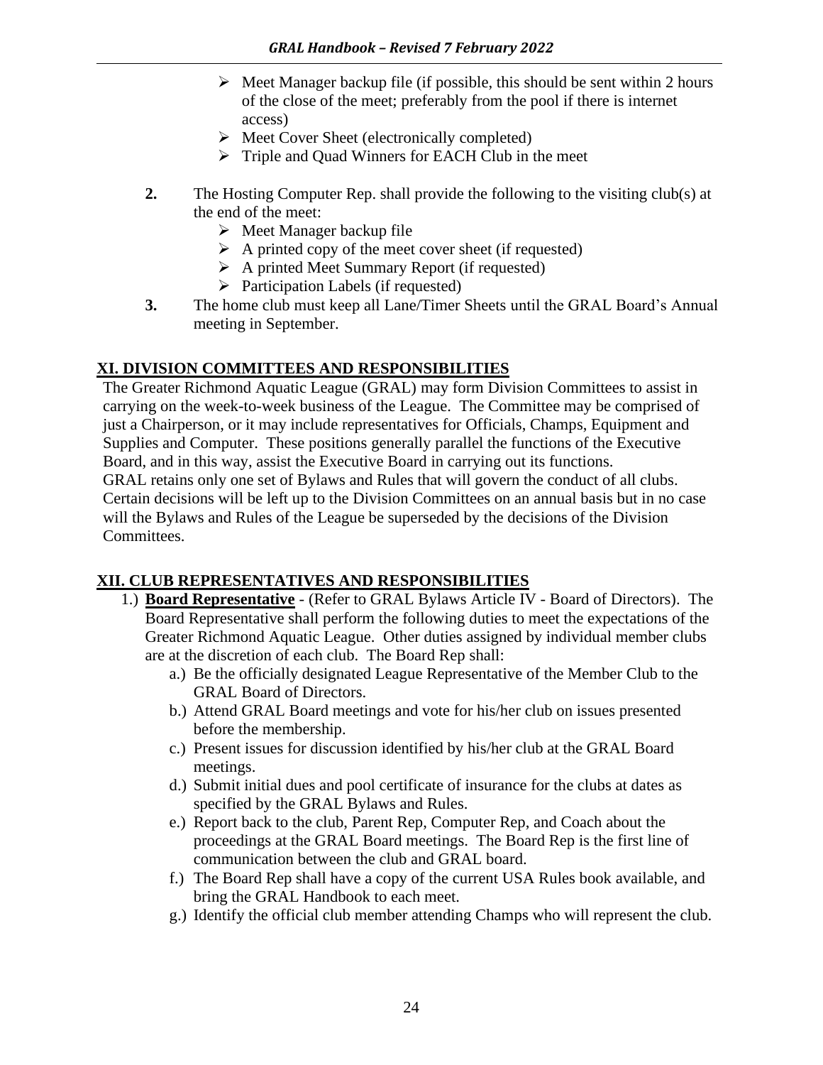- Meet Manager backup file (if possible, this should be sent within 2 hours of the close of the meet; preferably from the pool if there is internet access)
- Meet Cover Sheet (electronically completed)
- Triple and Quad Winners for EACH Club in the meet

**2.** The Hosting Computer Rep. shall provide the following to the visiting club(s) at the end of the meet:
- Meet Manager backup file
- A printed copy of the meet cover sheet (if requested)
- A printed Meet Summary Report (if requested)
- Participation Labels (if requested)

**3.** The home club must keep all Lane/Timer Sheets until the GRAL Board's Annual meeting in September.

## XI. DIVISION COMMITTEES AND RESPONSIBILITIES

The Greater Richmond Aquatic League (GRAL) may form Division Committees to assist in carrying on the week-to-week business of the League. The Committee may be comprised of just a Chairperson, or it may include representatives for Officials, Champs, Equipment and Supplies and Computer. These positions generally parallel the functions of the Executive Board, and in this way, assist the Executive Board in carrying out its functions.
GRAL retains only one set of Bylaws and Rules that will govern the conduct of all clubs. Certain decisions will be left up to the Division Committees on an annual basis but in no case will the Bylaws and Rules of the League be superseded by the decisions of the Division Committees.

## XII. CLUB REPRESENTATIVES AND RESPONSIBILITIES

1.) **Board Representative** - (Refer to GRAL Bylaws Article IV - Board of Directors). The Board Representative shall perform the following duties to meet the expectations of the Greater Richmond Aquatic League. Other duties assigned by individual member clubs are at the discretion of each club. The Board Rep shall:

   a.) Be the officially designated League Representative of the Member Club to the GRAL Board of Directors.

   b.) Attend GRAL Board meetings and vote for his/her club on issues presented before the membership.

   c.) Present issues for discussion identified by his/her club at the GRAL Board meetings.

   d.) Submit initial dues and pool certificate of insurance for the clubs at dates as specified by the GRAL Bylaws and Rules.

   e.) Report back to the club, Parent Rep, Computer Rep, and Coach about the proceedings at the GRAL Board meetings. The Board Rep is the first line of communication between the club and GRAL board.

   f.) The Board Rep shall have a copy of the current USA Rules book available, and bring the GRAL Handbook to each meet.

   g.) Identify the official club member attending Champs who will represent the club.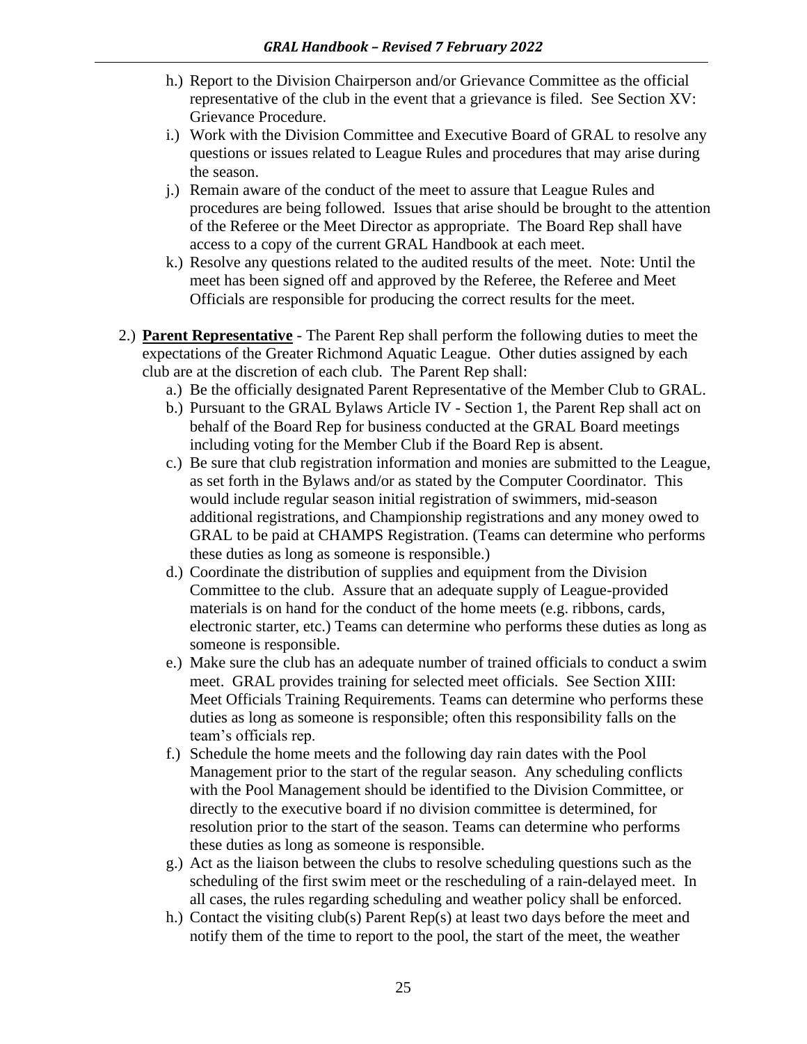h.) Report to the Division Chairperson and/or Grievance Committee as the official representative of the club in the event that a grievance is filed. See Section XV: Grievance Procedure.

i.) Work with the Division Committee and Executive Board of GRAL to resolve any questions or issues related to League Rules and procedures that may arise during the season.

j.) Remain aware of the conduct of the meet to assure that League Rules and procedures are being followed. Issues that arise should be brought to the attention of the Referee or the Meet Director as appropriate. The Board Rep shall have access to a copy of the current GRAL Handbook at each meet.

k.) Resolve any questions related to the audited results of the meet. Note: Until the meet has been signed off and approved by the Referee, the Referee and Meet Officials are responsible for producing the correct results for the meet.

2.) **Parent Representative** - The Parent Rep shall perform the following duties to meet the expectations of the Greater Richmond Aquatic League. Other duties assigned by each club are at the discretion of each club. The Parent Rep shall:

a.) Be the officially designated Parent Representative of the Member Club to GRAL.

b.) Pursuant to the GRAL Bylaws Article IV - Section 1, the Parent Rep shall act on behalf of the Board Rep for business conducted at the GRAL Board meetings including voting for the Member Club if the Board Rep is absent.

c.) Be sure that club registration information and monies are submitted to the League, as set forth in the Bylaws and/or as stated by the Computer Coordinator. This would include regular season initial registration of swimmers, mid-season additional registrations, and Championship registrations and any money owed to GRAL to be paid at CHAMPS Registration. (Teams can determine who performs these duties as long as someone is responsible.)

d.) Coordinate the distribution of supplies and equipment from the Division Committee to the club. Assure that an adequate supply of League-provided materials is on hand for the conduct of the home meets (e.g. ribbons, cards, electronic starter, etc.) Teams can determine who performs these duties as long as someone is responsible.

e.) Make sure the club has an adequate number of trained officials to conduct a swim meet. GRAL provides training for selected meet officials. See Section XIII: Meet Officials Training Requirements. Teams can determine who performs these duties as long as someone is responsible; often this responsibility falls on the team's officials rep.

f.) Schedule the home meets and the following day rain dates with the Pool Management prior to the start of the regular season. Any scheduling conflicts with the Pool Management should be identified to the Division Committee, or directly to the executive board if no division committee is determined, for resolution prior to the start of the season. Teams can determine who performs these duties as long as someone is responsible.

g.) Act as the liaison between the clubs to resolve scheduling questions such as the scheduling of the first swim meet or the rescheduling of a rain-delayed meet. In all cases, the rules regarding scheduling and weather policy shall be enforced.

h.) Contact the visiting club(s) Parent Rep(s) at least two days before the meet and notify them of the time to report to the pool, the start of the meet, the weather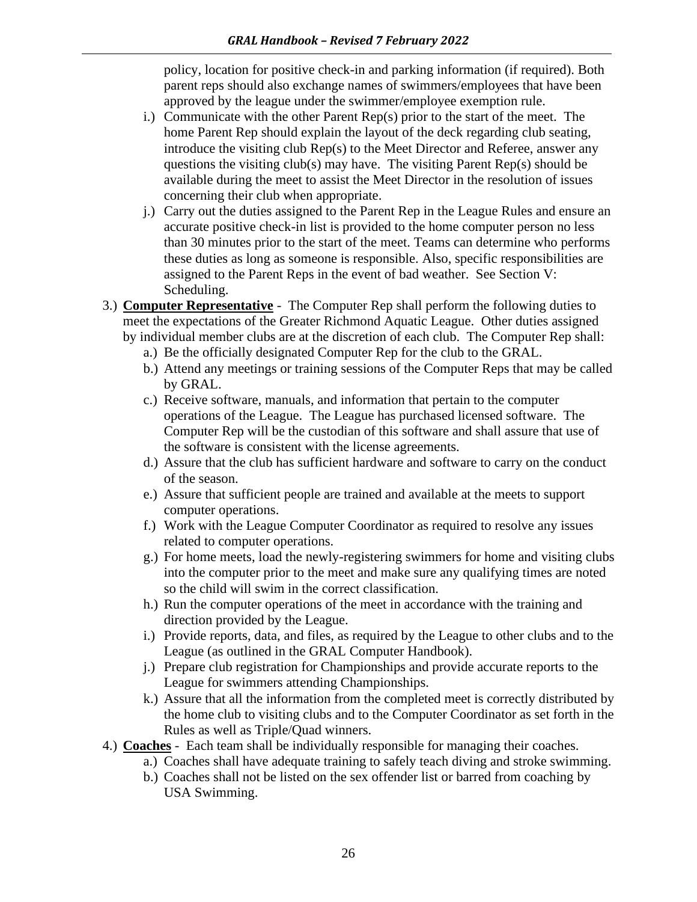policy, location for positive check-in and parking information (if required). Both parent reps should also exchange names of swimmers/employees that have been approved by the league under the swimmer/employee exemption rule.

i.) Communicate with the other Parent Rep(s) prior to the start of the meet. The home Parent Rep should explain the layout of the deck regarding club seating, introduce the visiting club Rep(s) to the Meet Director and Referee, answer any questions the visiting club(s) may have. The visiting Parent Rep(s) should be available during the meet to assist the Meet Director in the resolution of issues concerning their club when appropriate.

j.) Carry out the duties assigned to the Parent Rep in the League Rules and ensure an accurate positive check-in list is provided to the home computer person no less than 30 minutes prior to the start of the meet. Teams can determine who performs these duties as long as someone is responsible. Also, specific responsibilities are assigned to the Parent Reps in the event of bad weather. See Section V: Scheduling.

3.) **Computer Representative** - The Computer Rep shall perform the following duties to meet the expectations of the Greater Richmond Aquatic League. Other duties assigned by individual member clubs are at the discretion of each club. The Computer Rep shall:

a.) Be the officially designated Computer Rep for the club to the GRAL.

b.) Attend any meetings or training sessions of the Computer Reps that may be called by GRAL.

c.) Receive software, manuals, and information that pertain to the computer operations of the League. The League has purchased licensed software. The Computer Rep will be the custodian of this software and shall assure that use of the software is consistent with the license agreements.

d.) Assure that the club has sufficient hardware and software to carry on the conduct of the season.

e.) Assure that sufficient people are trained and available at the meets to support computer operations.

f.) Work with the League Computer Coordinator as required to resolve any issues related to computer operations.

g.) For home meets, load the newly-registering swimmers for home and visiting clubs into the computer prior to the meet and make sure any qualifying times are noted so the child will swim in the correct classification.

h.) Run the computer operations of the meet in accordance with the training and direction provided by the League.

i.) Provide reports, data, and files, as required by the League to other clubs and to the League (as outlined in the GRAL Computer Handbook).

j.) Prepare club registration for Championships and provide accurate reports to the League for swimmers attending Championships.

k.) Assure that all the information from the completed meet is correctly distributed by the home club to visiting clubs and to the Computer Coordinator as set forth in the Rules as well as Triple/Quad winners.

4.) **Coaches** - Each team shall be individually responsible for managing their coaches.

a.) Coaches shall have adequate training to safely teach diving and stroke swimming.

b.) Coaches shall not be listed on the sex offender list or barred from coaching by USA Swimming.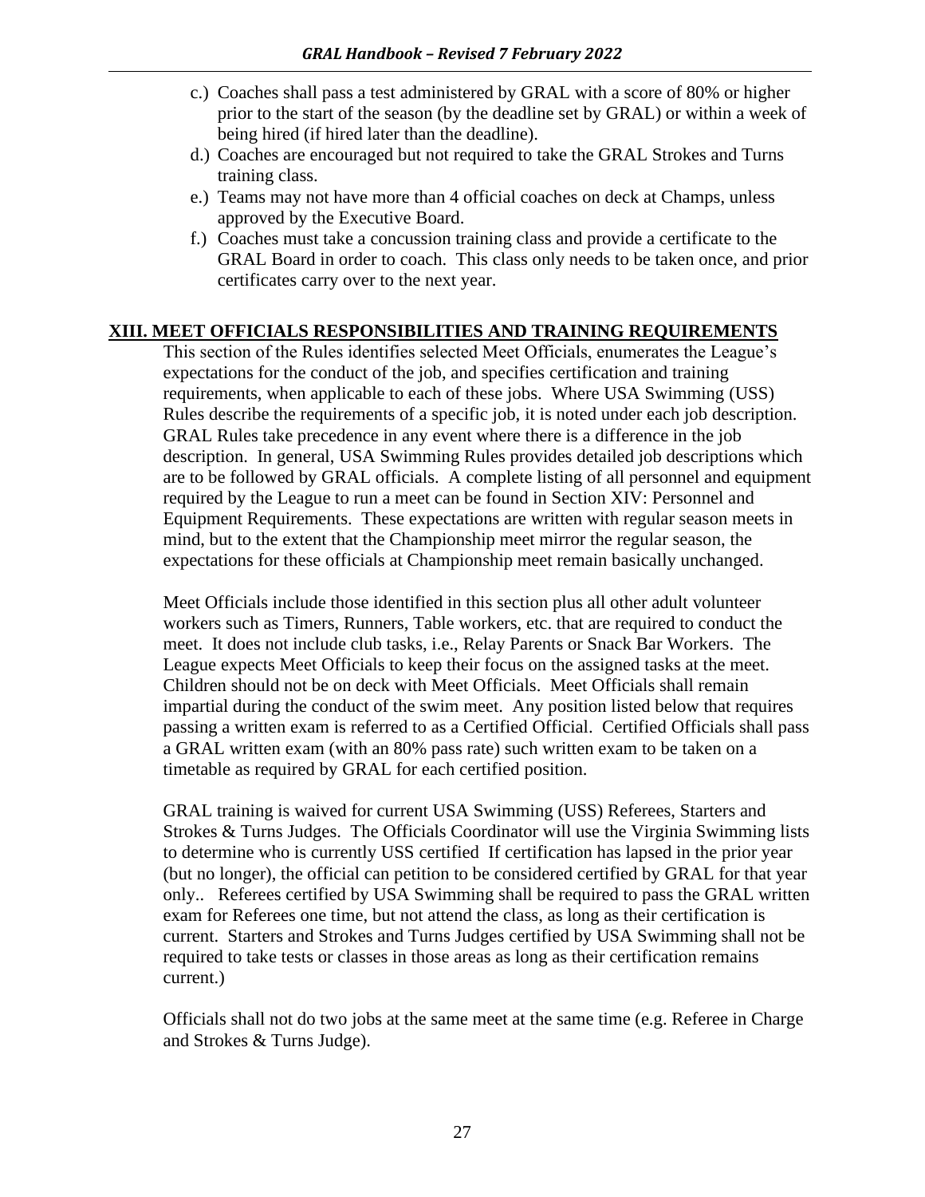c.) Coaches shall pass a test administered by GRAL with a score of 80% or higher prior to the start of the season (by the deadline set by GRAL) or within a week of being hired (if hired later than the deadline).

d.) Coaches are encouraged but not required to take the GRAL Strokes and Turns training class.

e.) Teams may not have more than 4 official coaches on deck at Champs, unless approved by the Executive Board.

f.) Coaches must take a concussion training class and provide a certificate to the GRAL Board in order to coach. This class only needs to be taken once, and prior certificates carry over to the next year.

## XIII. MEET OFFICIALS RESPONSIBILITIES AND TRAINING REQUIREMENTS

This section of the Rules identifies selected Meet Officials, enumerates the League's expectations for the conduct of the job, and specifies certification and training requirements, when applicable to each of these jobs. Where USA Swimming (USS) Rules describe the requirements of a specific job, it is noted under each job description. GRAL Rules take precedence in any event where there is a difference in the job description. In general, USA Swimming Rules provides detailed job descriptions which are to be followed by GRAL officials. A complete listing of all personnel and equipment required by the League to run a meet can be found in Section XIV: Personnel and Equipment Requirements. These expectations are written with regular season meets in mind, but to the extent that the Championship meet mirror the regular season, the expectations for these officials at Championship meet remain basically unchanged.

Meet Officials include those identified in this section plus all other adult volunteer workers such as Timers, Runners, Table workers, etc. that are required to conduct the meet. It does not include club tasks, i.e., Relay Parents or Snack Bar Workers. The League expects Meet Officials to keep their focus on the assigned tasks at the meet. Children should not be on deck with Meet Officials. Meet Officials shall remain impartial during the conduct of the swim meet. Any position listed below that requires passing a written exam is referred to as a Certified Official. Certified Officials shall pass a GRAL written exam (with an 80% pass rate) such written exam to be taken on a timetable as required by GRAL for each certified position.

GRAL training is waived for current USA Swimming (USS) Referees, Starters and Strokes & Turns Judges. The Officials Coordinator will use the Virginia Swimming lists to determine who is currently USS certified If certification has lapsed in the prior year (but no longer), the official can petition to be considered certified by GRAL for that year only.. Referees certified by USA Swimming shall be required to pass the GRAL written exam for Referees one time, but not attend the class, as long as their certification is current. Starters and Strokes and Turns Judges certified by USA Swimming shall not be required to take tests or classes in those areas as long as their certification remains current.)

Officials shall not do two jobs at the same meet at the same time (e.g. Referee in Charge and Strokes & Turns Judge).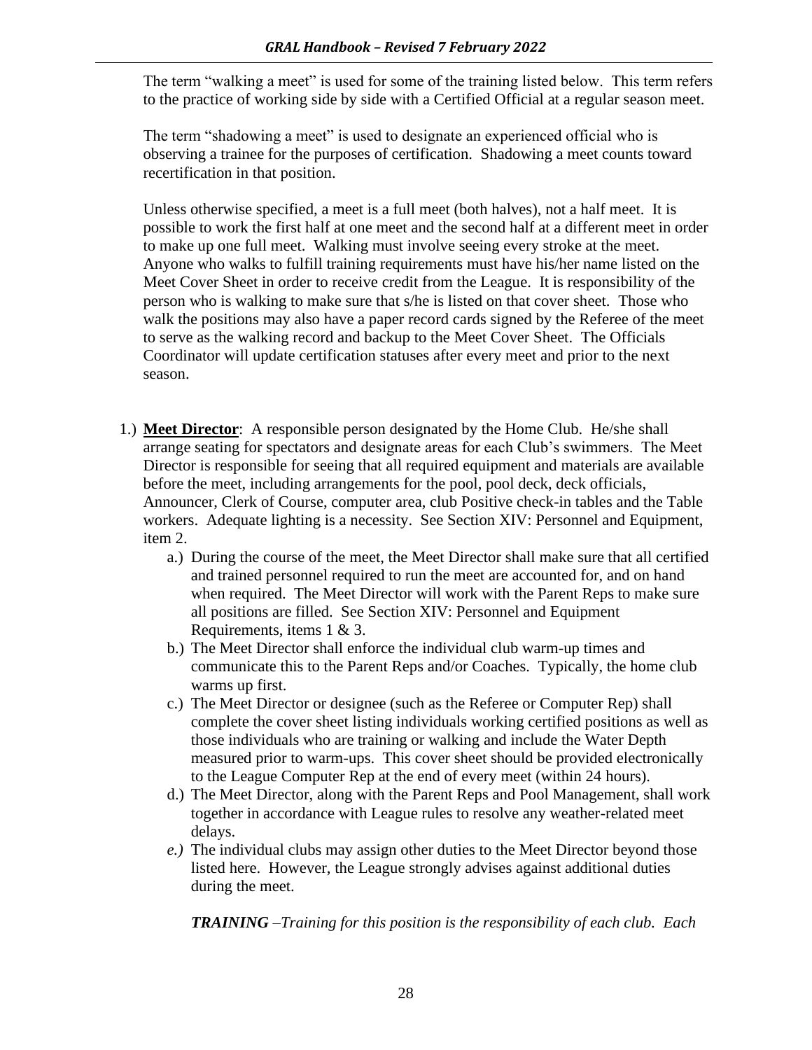The term "walking a meet" is used for some of the training listed below. This term refers to the practice of working side by side with a Certified Official at a regular season meet.

The term "shadowing a meet" is used to designate an experienced official who is observing a trainee for the purposes of certification. Shadowing a meet counts toward recertification in that position.

Unless otherwise specified, a meet is a full meet (both halves), not a half meet. It is possible to work the first half at one meet and the second half at a different meet in order to make up one full meet. Walking must involve seeing every stroke at the meet. Anyone who walks to fulfill training requirements must have his/her name listed on the Meet Cover Sheet in order to receive credit from the League. It is responsibility of the person who is walking to make sure that s/he is listed on that cover sheet. Those who walk the positions may also have a paper record cards signed by the Referee of the meet to serve as the walking record and backup to the Meet Cover Sheet. The Officials Coordinator will update certification statuses after every meet and prior to the next season.

1.) **Meet Director**: A responsible person designated by the Home Club. He/she shall arrange seating for spectators and designate areas for each Club's swimmers. The Meet Director is responsible for seeing that all required equipment and materials are available before the meet, including arrangements for the pool, pool deck, deck officials, Announcer, Clerk of Course, computer area, club Positive check-in tables and the Table workers. Adequate lighting is a necessity. See Section XIV: Personnel and Equipment, item 2.

   a.) During the course of the meet, the Meet Director shall make sure that all certified and trained personnel required to run the meet are accounted for, and on hand when required. The Meet Director will work with the Parent Reps to make sure all positions are filled. See Section XIV: Personnel and Equipment Requirements, items 1 & 3.

   b.) The Meet Director shall enforce the individual club warm-up times and communicate this to the Parent Reps and/or Coaches. Typically, the home club warms up first.

   c.) The Meet Director or designee (such as the Referee or Computer Rep) shall complete the cover sheet listing individuals working certified positions as well as those individuals who are training or walking and include the Water Depth measured prior to warm-ups. This cover sheet should be provided electronically to the League Computer Rep at the end of every meet (within 24 hours).

   d.) The Meet Director, along with the Parent Reps and Pool Management, shall work together in accordance with League rules to resolve any weather-related meet delays.

   *e.)* The individual clubs may assign other duties to the Meet Director beyond those listed here. However, the League strongly advises against additional duties during the meet.

   ***TRAINING*** *–Training for this position is the responsibility of each club. Each*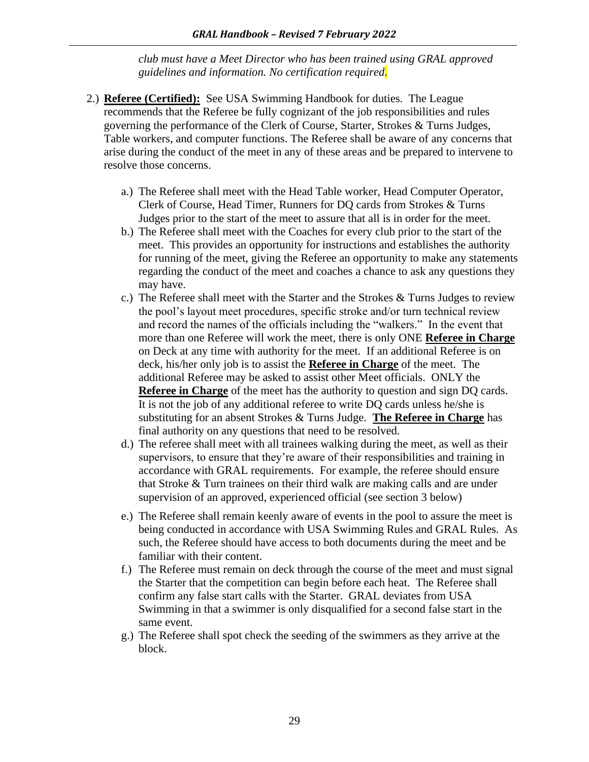*club must have a Meet Director who has been trained using GRAL approved guidelines and information. No certification required.*

2.) **Referee (Certified):** See USA Swimming Handbook for duties. The League recommends that the Referee be fully cognizant of the job responsibilities and rules governing the performance of the Clerk of Course, Starter, Strokes & Turns Judges, Table workers, and computer functions. The Referee shall be aware of any concerns that arise during the conduct of the meet in any of these areas and be prepared to intervene to resolve those concerns.

a.) The Referee shall meet with the Head Table worker, Head Computer Operator, Clerk of Course, Head Timer, Runners for DQ cards from Strokes & Turns Judges prior to the start of the meet to assure that all is in order for the meet.

b.) The Referee shall meet with the Coaches for every club prior to the start of the meet. This provides an opportunity for instructions and establishes the authority for running of the meet, giving the Referee an opportunity to make any statements regarding the conduct of the meet and coaches a chance to ask any questions they may have.

c.) The Referee shall meet with the Starter and the Strokes & Turns Judges to review the pool's layout meet procedures, specific stroke and/or turn technical review and record the names of the officials including the "walkers." In the event that more than one Referee will work the meet, there is only ONE **Referee in Charge** on Deck at any time with authority for the meet. If an additional Referee is on deck, his/her only job is to assist the **Referee in Charge** of the meet. The additional Referee may be asked to assist other Meet officials. ONLY the **Referee in Charge** of the meet has the authority to question and sign DQ cards. It is not the job of any additional referee to write DQ cards unless he/she is substituting for an absent Strokes & Turns Judge. **The Referee in Charge** has final authority on any questions that need to be resolved.

d.) The referee shall meet with all trainees walking during the meet, as well as their supervisors, to ensure that they're aware of their responsibilities and training in accordance with GRAL requirements. For example, the referee should ensure that Stroke & Turn trainees on their third walk are making calls and are under supervision of an approved, experienced official (see section 3 below)

e.) The Referee shall remain keenly aware of events in the pool to assure the meet is being conducted in accordance with USA Swimming Rules and GRAL Rules. As such, the Referee should have access to both documents during the meet and be familiar with their content.

f.) The Referee must remain on deck through the course of the meet and must signal the Starter that the competition can begin before each heat. The Referee shall confirm any false start calls with the Starter. GRAL deviates from USA Swimming in that a swimmer is only disqualified for a second false start in the same event.

g.) The Referee shall spot check the seeding of the swimmers as they arrive at the block.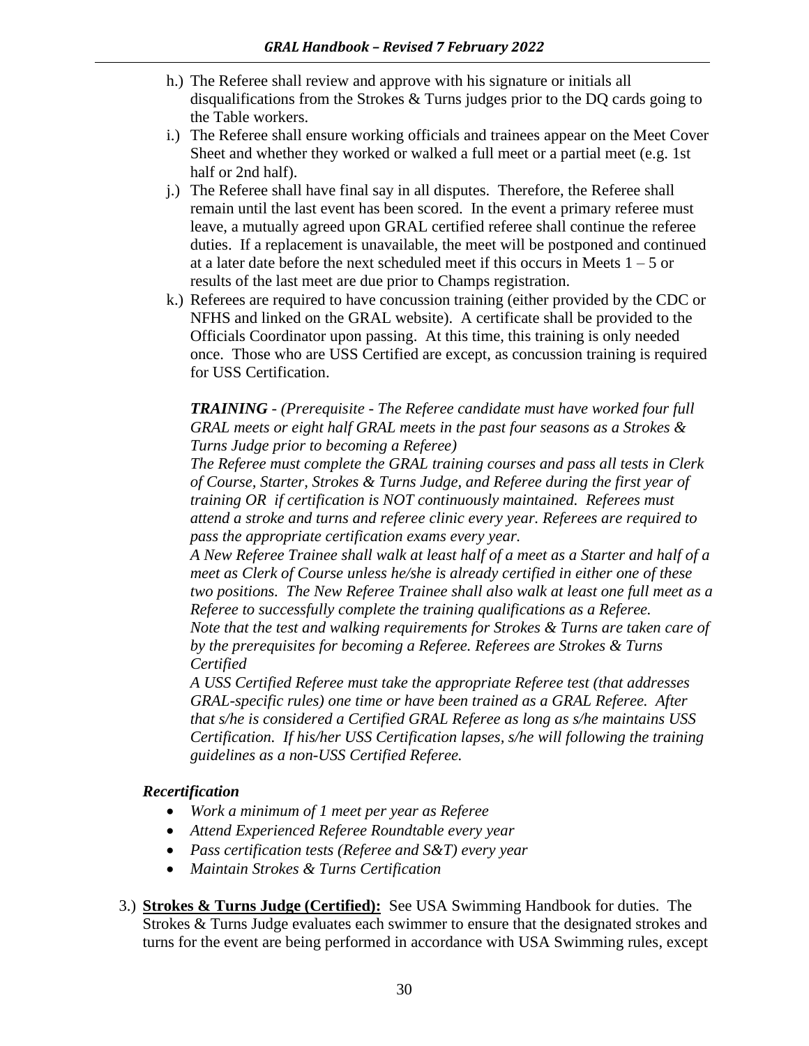h.) The Referee shall review and approve with his signature or initials all disqualifications from the Strokes & Turns judges prior to the DQ cards going to the Table workers.

i.) The Referee shall ensure working officials and trainees appear on the Meet Cover Sheet and whether they worked or walked a full meet or a partial meet (e.g. 1st half or 2nd half).

j.) The Referee shall have final say in all disputes. Therefore, the Referee shall remain until the last event has been scored. In the event a primary referee must leave, a mutually agreed upon GRAL certified referee shall continue the referee duties. If a replacement is unavailable, the meet will be postponed and continued at a later date before the next scheduled meet if this occurs in Meets 1 – 5 or results of the last meet are due prior to Champs registration.

k.) Referees are required to have concussion training (either provided by the CDC or NFHS and linked on the GRAL website). A certificate shall be provided to the Officials Coordinator upon passing. At this time, this training is only needed once. Those who are USS Certified are except, as concussion training is required for USS Certification.

***TRAINING*** *- (Prerequisite - The Referee candidate must have worked four full GRAL meets or eight half GRAL meets in the past four seasons as a Strokes & Turns Judge prior to becoming a Referee)*

*The Referee must complete the GRAL training courses and pass all tests in Clerk of Course, Starter, Strokes & Turns Judge, and Referee during the first year of training OR if certification is NOT continuously maintained. Referees must attend a stroke and turns and referee clinic every year. Referees are required to pass the appropriate certification exams every year.*

*A New Referee Trainee shall walk at least half of a meet as a Starter and half of a meet as Clerk of Course unless he/she is already certified in either one of these two positions. The New Referee Trainee shall also walk at least one full meet as a Referee to successfully complete the training qualifications as a Referee.*

*Note that the test and walking requirements for Strokes & Turns are taken care of by the prerequisites for becoming a Referee. Referees are Strokes & Turns Certified*

*A USS Certified Referee must take the appropriate Referee test (that addresses GRAL-specific rules) one time or have been trained as a GRAL Referee. After that s/he is considered a Certified GRAL Referee as long as s/he maintains USS Certification. If his/her USS Certification lapses, s/he will following the training guidelines as a non-USS Certified Referee.*

***Recertification***

- *Work a minimum of 1 meet per year as Referee*
- *Attend Experienced Referee Roundtable every year*
- *Pass certification tests (Referee and S&T) every year*
- *Maintain Strokes & Turns Certification*

3.) **<u>Strokes & Turns Judge (Certified):</u>** See USA Swimming Handbook for duties. The Strokes & Turns Judge evaluates each swimmer to ensure that the designated strokes and turns for the event are being performed in accordance with USA Swimming rules, except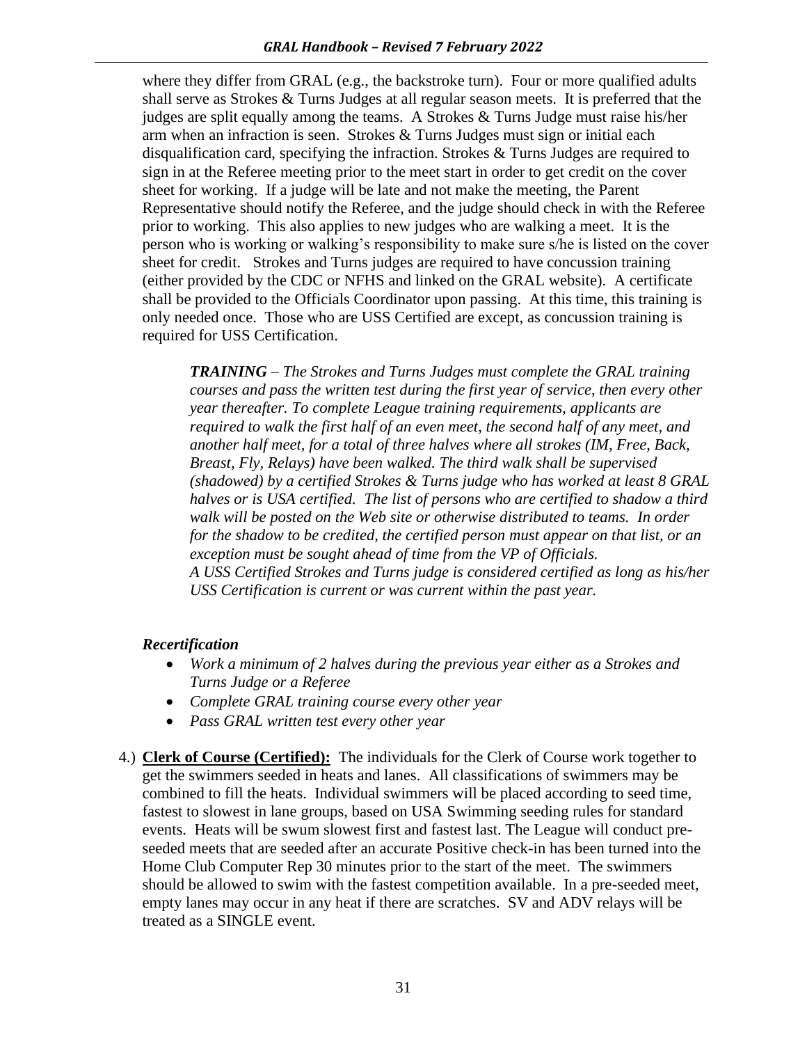where they differ from GRAL (e.g., the backstroke turn). Four or more qualified adults shall serve as Strokes & Turns Judges at all regular season meets. It is preferred that the judges are split equally among the teams. A Strokes & Turns Judge must raise his/her arm when an infraction is seen. Strokes & Turns Judges must sign or initial each disqualification card, specifying the infraction. Strokes & Turns Judges are required to sign in at the Referee meeting prior to the meet start in order to get credit on the cover sheet for working. If a judge will be late and not make the meeting, the Parent Representative should notify the Referee, and the judge should check in with the Referee prior to working. This also applies to new judges who are walking a meet. It is the person who is working or walking's responsibility to make sure s/he is listed on the cover sheet for credit. Strokes and Turns judges are required to have concussion training (either provided by the CDC or NFHS and linked on the GRAL website). A certificate shall be provided to the Officials Coordinator upon passing. At this time, this training is only needed once. Those who are USS Certified are except, as concussion training is required for USS Certification.

> ***TRAINING*** *– The Strokes and Turns Judges must complete the GRAL training courses and pass the written test during the first year of service, then every other year thereafter. To complete League training requirements, applicants are required to walk the first half of an even meet, the second half of any meet, and another half meet, for a total of three halves where all strokes (IM, Free, Back, Breast, Fly, Relays) have been walked. The third walk shall be supervised (shadowed) by a certified Strokes & Turns judge who has worked at least 8 GRAL halves or is USA certified. The list of persons who are certified to shadow a third walk will be posted on the Web site or otherwise distributed to teams. In order for the shadow to be credited, the certified person must appear on that list, or an exception must be sought ahead of time from the VP of Officials.*
> *A USS Certified Strokes and Turns judge is considered certified as long as his/her USS Certification is current or was current within the past year.*

***Recertification***

- *Work a minimum of 2 halves during the previous year either as a Strokes and Turns Judge or a Referee*
- *Complete GRAL training course every other year*
- *Pass GRAL written test every other year*

4.) **Clerk of Course (Certified):** The individuals for the Clerk of Course work together to get the swimmers seeded in heats and lanes. All classifications of swimmers may be combined to fill the heats. Individual swimmers will be placed according to seed time, fastest to slowest in lane groups, based on USA Swimming seeding rules for standard events. Heats will be swum slowest first and fastest last. The League will conduct pre-seeded meets that are seeded after an accurate Positive check-in has been turned into the Home Club Computer Rep 30 minutes prior to the start of the meet. The swimmers should be allowed to swim with the fastest competition available. In a pre-seeded meet, empty lanes may occur in any heat if there are scratches. SV and ADV relays will be treated as a SINGLE event.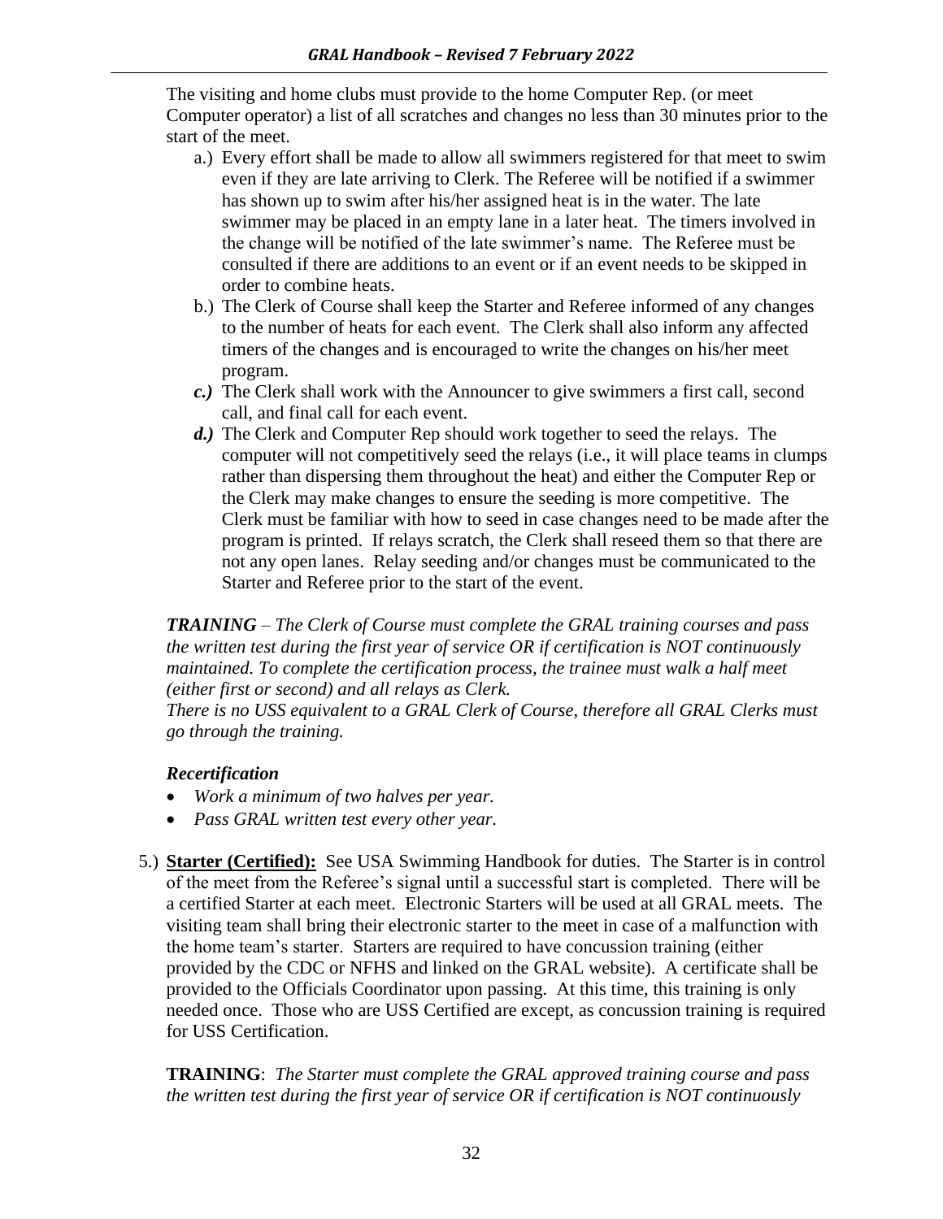The visiting and home clubs must provide to the home Computer Rep. (or meet Computer operator) a list of all scratches and changes no less than 30 minutes prior to the start of the meet.

a.) Every effort shall be made to allow all swimmers registered for that meet to swim even if they are late arriving to Clerk. The Referee will be notified if a swimmer has shown up to swim after his/her assigned heat is in the water. The late swimmer may be placed in an empty lane in a later heat. The timers involved in the change will be notified of the late swimmer's name. The Referee must be consulted if there are additions to an event or if an event needs to be skipped in order to combine heats.

b.) The Clerk of Course shall keep the Starter and Referee informed of any changes to the number of heats for each event. The Clerk shall also inform any affected timers of the changes and is encouraged to write the changes on his/her meet program.

***c.)*** The Clerk shall work with the Announcer to give swimmers a first call, second call, and final call for each event.

***d.)*** The Clerk and Computer Rep should work together to seed the relays. The computer will not competitively seed the relays (i.e., it will place teams in clumps rather than dispersing them throughout the heat) and either the Computer Rep or the Clerk may make changes to ensure the seeding is more competitive. The Clerk must be familiar with how to seed in case changes need to be made after the program is printed. If relays scratch, the Clerk shall reseed them so that there are not any open lanes. Relay seeding and/or changes must be communicated to the Starter and Referee prior to the start of the event.

***TRAINING*** *– The Clerk of Course must complete the GRAL training courses and pass the written test during the first year of service OR if certification is NOT continuously maintained. To complete the certification process, the trainee must walk a half meet (either first or second) and all relays as Clerk.*
*There is no USS equivalent to a GRAL Clerk of Course, therefore all GRAL Clerks must go through the training.*

***Recertification***

- *Work a minimum of two halves per year.*
- *Pass GRAL written test every other year.*

5.) **Starter (Certified):** See USA Swimming Handbook for duties. The Starter is in control of the meet from the Referee's signal until a successful start is completed. There will be a certified Starter at each meet. Electronic Starters will be used at all GRAL meets. The visiting team shall bring their electronic starter to the meet in case of a malfunction with the home team's starter. Starters are required to have concussion training (either provided by the CDC or NFHS and linked on the GRAL website). A certificate shall be provided to the Officials Coordinator upon passing. At this time, this training is only needed once. Those who are USS Certified are except, as concussion training is required for USS Certification.

**TRAINING**: *The Starter must complete the GRAL approved training course and pass the written test during the first year of service OR if certification is NOT continuously*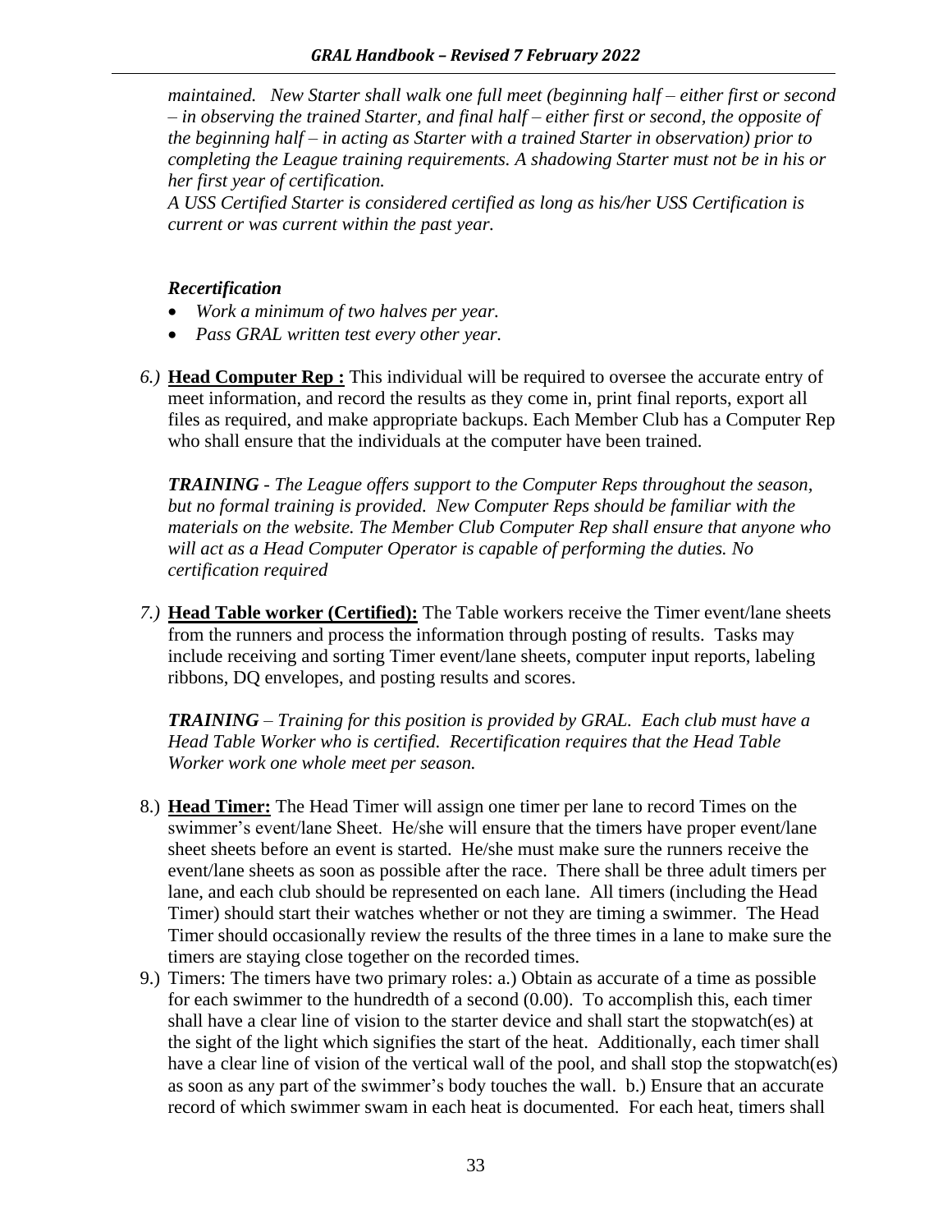*maintained. New Starter shall walk one full meet (beginning half – either first or second – in observing the trained Starter, and final half – either first or second, the opposite of the beginning half – in acting as Starter with a trained Starter in observation) prior to completing the League training requirements. A shadowing Starter must not be in his or her first year of certification.*

*A USS Certified Starter is considered certified as long as his/her USS Certification is current or was current within the past year.*

***Recertification***

- *Work a minimum of two halves per year.*
- *Pass GRAL written test every other year.*

*6.)* **Head Computer Rep :** This individual will be required to oversee the accurate entry of meet information, and record the results as they come in, print final reports, export all files as required, and make appropriate backups. Each Member Club has a Computer Rep who shall ensure that the individuals at the computer have been trained.

***TRAINING*** *- The League offers support to the Computer Reps throughout the season, but no formal training is provided. New Computer Reps should be familiar with the materials on the website. The Member Club Computer Rep shall ensure that anyone who will act as a Head Computer Operator is capable of performing the duties. No certification required*

*7.)* **Head Table worker (Certified):** The Table workers receive the Timer event/lane sheets from the runners and process the information through posting of results. Tasks may include receiving and sorting Timer event/lane sheets, computer input reports, labeling ribbons, DQ envelopes, and posting results and scores.

***TRAINING*** *– Training for this position is provided by GRAL. Each club must have a Head Table Worker who is certified. Recertification requires that the Head Table Worker work one whole meet per season.*

8.) **Head Timer:** The Head Timer will assign one timer per lane to record Times on the swimmer's event/lane Sheet. He/she will ensure that the timers have proper event/lane sheet sheets before an event is started. He/she must make sure the runners receive the event/lane sheets as soon as possible after the race. There shall be three adult timers per lane, and each club should be represented on each lane. All timers (including the Head Timer) should start their watches whether or not they are timing a swimmer. The Head Timer should occasionally review the results of the three times in a lane to make sure the timers are staying close together on the recorded times.

9.) Timers: The timers have two primary roles: a.) Obtain as accurate of a time as possible for each swimmer to the hundredth of a second (0.00). To accomplish this, each timer shall have a clear line of vision to the starter device and shall start the stopwatch(es) at the sight of the light which signifies the start of the heat. Additionally, each timer shall have a clear line of vision of the vertical wall of the pool, and shall stop the stopwatch(es) as soon as any part of the swimmer's body touches the wall. b.) Ensure that an accurate record of which swimmer swam in each heat is documented. For each heat, timers shall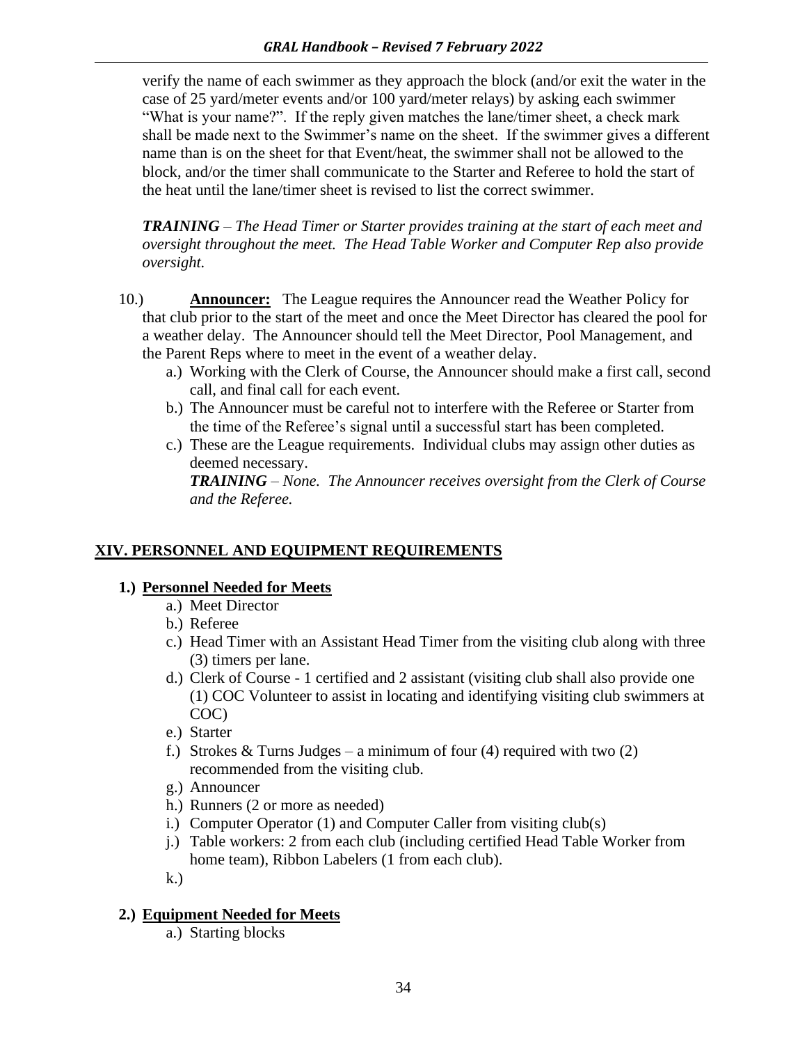verify the name of each swimmer as they approach the block (and/or exit the water in the case of 25 yard/meter events and/or 100 yard/meter relays) by asking each swimmer "What is your name?". If the reply given matches the lane/timer sheet, a check mark shall be made next to the Swimmer's name on the sheet. If the swimmer gives a different name than is on the sheet for that Event/heat, the swimmer shall not be allowed to the block, and/or the timer shall communicate to the Starter and Referee to hold the start of the heat until the lane/timer sheet is revised to list the correct swimmer.

***TRAINING*** *– The Head Timer or Starter provides training at the start of each meet and oversight throughout the meet. The Head Table Worker and Computer Rep also provide oversight.*

10.) **Announcer:** The League requires the Announcer read the Weather Policy for that club prior to the start of the meet and once the Meet Director has cleared the pool for a weather delay. The Announcer should tell the Meet Director, Pool Management, and the Parent Reps where to meet in the event of a weather delay.

a.) Working with the Clerk of Course, the Announcer should make a first call, second call, and final call for each event.

b.) The Announcer must be careful not to interfere with the Referee or Starter from the time of the Referee's signal until a successful start has been completed.

c.) These are the League requirements. Individual clubs may assign other duties as deemed necessary.
***TRAINING*** *– None. The Announcer receives oversight from the Clerk of Course and the Referee.*

## XIV. PERSONNEL AND EQUIPMENT REQUIREMENTS

### 1.) Personnel Needed for Meets

a.) Meet Director

b.) Referee

c.) Head Timer with an Assistant Head Timer from the visiting club along with three (3) timers per lane.

d.) Clerk of Course - 1 certified and 2 assistant (visiting club shall also provide one (1) COC Volunteer to assist in locating and identifying visiting club swimmers at COC)

e.) Starter

f.) Strokes & Turns Judges – a minimum of four (4) required with two (2) recommended from the visiting club.

g.) Announcer

h.) Runners (2 or more as needed)

i.) Computer Operator (1) and Computer Caller from visiting club(s)

j.) Table workers: 2 from each club (including certified Head Table Worker from home team), Ribbon Labelers (1 from each club).

k.)

### 2.) Equipment Needed for Meets

a.) Starting blocks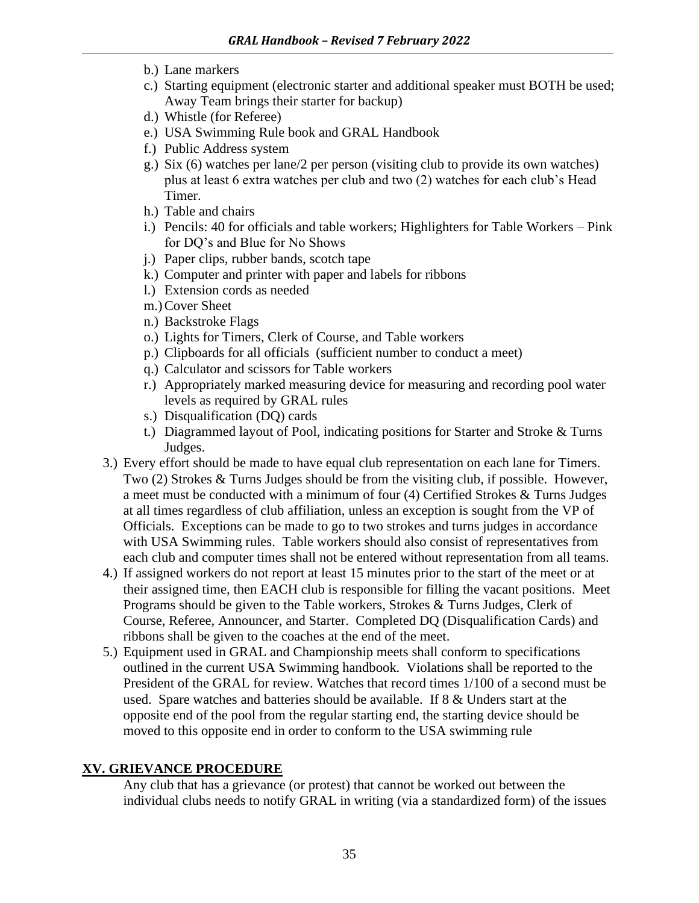b.) Lane markers
c.) Starting equipment (electronic starter and additional speaker must BOTH be used; Away Team brings their starter for backup)
d.) Whistle (for Referee)
e.) USA Swimming Rule book and GRAL Handbook
f.) Public Address system
g.) Six (6) watches per lane/2 per person (visiting club to provide its own watches) plus at least 6 extra watches per club and two (2) watches for each club's Head Timer.
h.) Table and chairs
i.) Pencils: 40 for officials and table workers; Highlighters for Table Workers – Pink for DQ's and Blue for No Shows
j.) Paper clips, rubber bands, scotch tape
k.) Computer and printer with paper and labels for ribbons
l.) Extension cords as needed
m.) Cover Sheet
n.) Backstroke Flags
o.) Lights for Timers, Clerk of Course, and Table workers
p.) Clipboards for all officials (sufficient number to conduct a meet)
q.) Calculator and scissors for Table workers
r.) Appropriately marked measuring device for measuring and recording pool water levels as required by GRAL rules
s.) Disqualification (DQ) cards
t.) Diagrammed layout of Pool, indicating positions for Starter and Stroke & Turns Judges.

3.) Every effort should be made to have equal club representation on each lane for Timers. Two (2) Strokes & Turns Judges should be from the visiting club, if possible. However, a meet must be conducted with a minimum of four (4) Certified Strokes & Turns Judges at all times regardless of club affiliation, unless an exception is sought from the VP of Officials. Exceptions can be made to go to two strokes and turns judges in accordance with USA Swimming rules. Table workers should also consist of representatives from each club and computer times shall not be entered without representation from all teams.

4.) If assigned workers do not report at least 15 minutes prior to the start of the meet or at their assigned time, then EACH club is responsible for filling the vacant positions. Meet Programs should be given to the Table workers, Strokes & Turns Judges, Clerk of Course, Referee, Announcer, and Starter. Completed DQ (Disqualification Cards) and ribbons shall be given to the coaches at the end of the meet.

5.) Equipment used in GRAL and Championship meets shall conform to specifications outlined in the current USA Swimming handbook. Violations shall be reported to the President of the GRAL for review. Watches that record times 1/100 of a second must be used. Spare watches and batteries should be available. If 8 & Unders start at the opposite end of the pool from the regular starting end, the starting device should be moved to this opposite end in order to conform to the USA swimming rule

## XV. GRIEVANCE PROCEDURE

Any club that has a grievance (or protest) that cannot be worked out between the individual clubs needs to notify GRAL in writing (via a standardized form) of the issues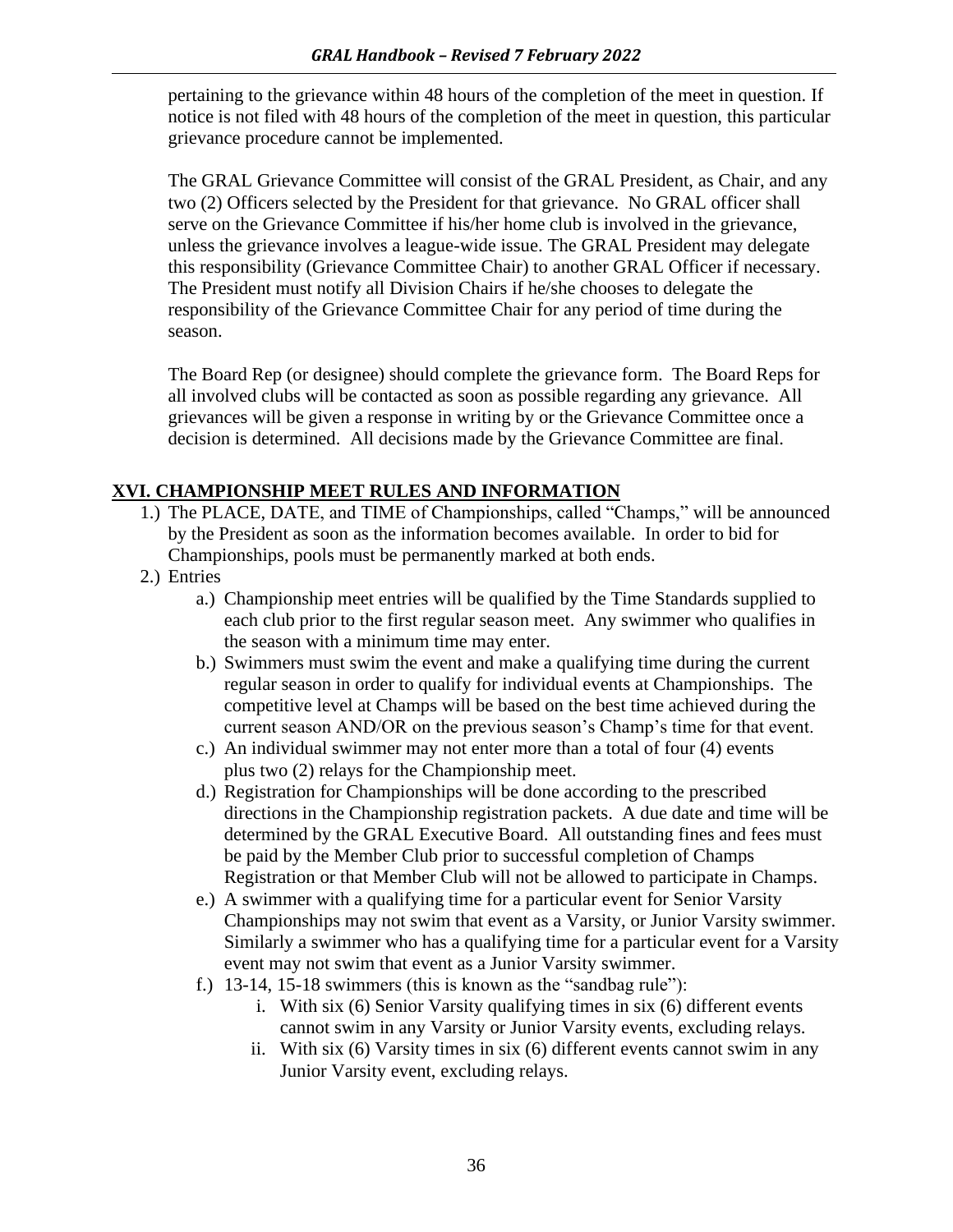pertaining to the grievance within 48 hours of the completion of the meet in question. If notice is not filed with 48 hours of the completion of the meet in question, this particular grievance procedure cannot be implemented.

The GRAL Grievance Committee will consist of the GRAL President, as Chair, and any two (2) Officers selected by the President for that grievance. No GRAL officer shall serve on the Grievance Committee if his/her home club is involved in the grievance, unless the grievance involves a league-wide issue. The GRAL President may delegate this responsibility (Grievance Committee Chair) to another GRAL Officer if necessary. The President must notify all Division Chairs if he/she chooses to delegate the responsibility of the Grievance Committee Chair for any period of time during the season.

The Board Rep (or designee) should complete the grievance form. The Board Reps for all involved clubs will be contacted as soon as possible regarding any grievance. All grievances will be given a response in writing by or the Grievance Committee once a decision is determined. All decisions made by the Grievance Committee are final.

## XVI. CHAMPIONSHIP MEET RULES AND INFORMATION

1.) The PLACE, DATE, and TIME of Championships, called "Champs," will be announced by the President as soon as the information becomes available. In order to bid for Championships, pools must be permanently marked at both ends.

2.) Entries

   a.) Championship meet entries will be qualified by the Time Standards supplied to each club prior to the first regular season meet. Any swimmer who qualifies in the season with a minimum time may enter.

   b.) Swimmers must swim the event and make a qualifying time during the current regular season in order to qualify for individual events at Championships. The competitive level at Champs will be based on the best time achieved during the current season AND/OR on the previous season's Champ's time for that event.

   c.) An individual swimmer may not enter more than a total of four (4) events plus two (2) relays for the Championship meet.

   d.) Registration for Championships will be done according to the prescribed directions in the Championship registration packets. A due date and time will be determined by the GRAL Executive Board. All outstanding fines and fees must be paid by the Member Club prior to successful completion of Champs Registration or that Member Club will not be allowed to participate in Champs.

   e.) A swimmer with a qualifying time for a particular event for Senior Varsity Championships may not swim that event as a Varsity, or Junior Varsity swimmer. Similarly a swimmer who has a qualifying time for a particular event for a Varsity event may not swim that event as a Junior Varsity swimmer.

   f.) 13-14, 15-18 swimmers (this is known as the "sandbag rule"):

      i. With six (6) Senior Varsity qualifying times in six (6) different events cannot swim in any Varsity or Junior Varsity events, excluding relays.

      ii. With six (6) Varsity times in six (6) different events cannot swim in any Junior Varsity event, excluding relays.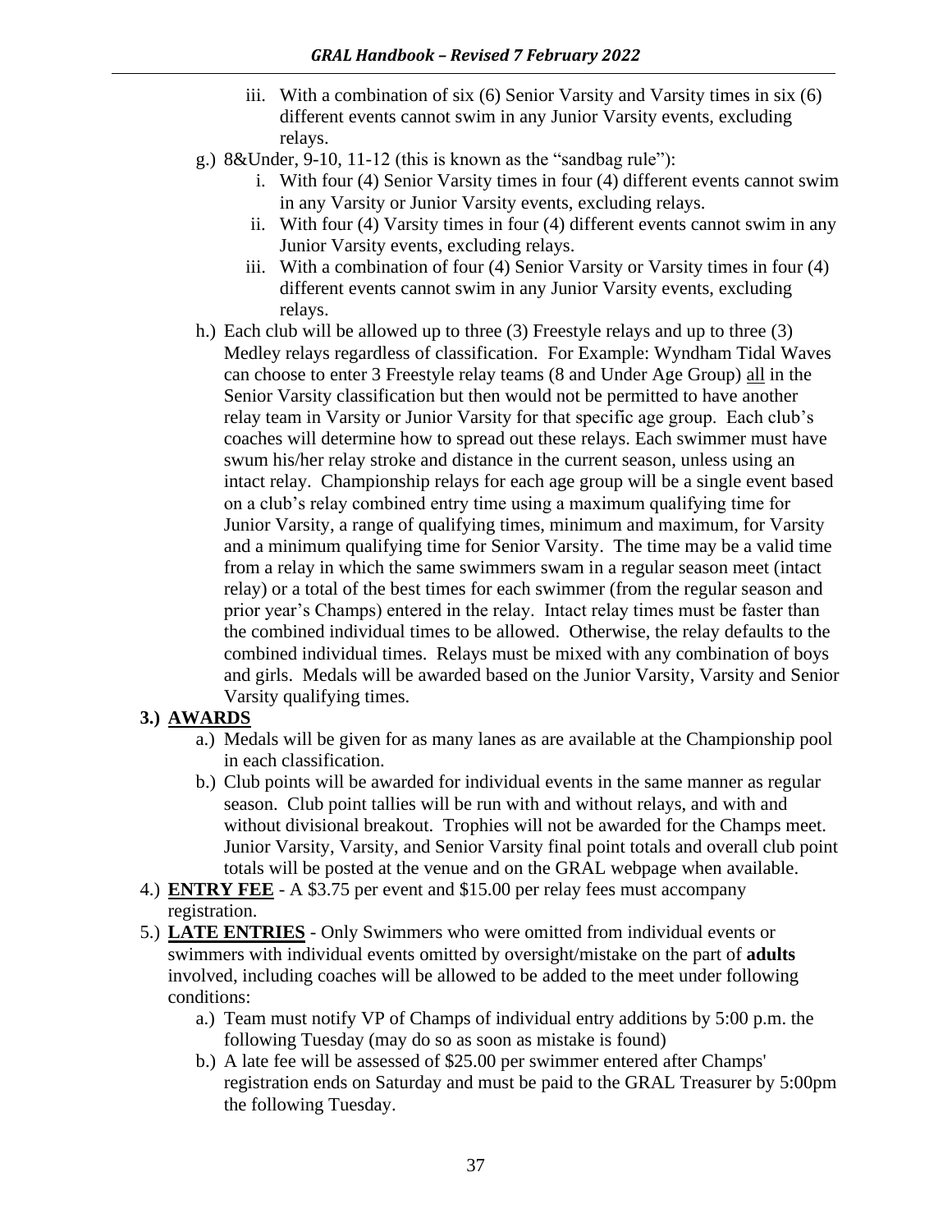iii. With a combination of six (6) Senior Varsity and Varsity times in six (6) different events cannot swim in any Junior Varsity events, excluding relays.

g.) 8&Under, 9-10, 11-12 (this is known as the "sandbag rule"):

i. With four (4) Senior Varsity times in four (4) different events cannot swim in any Varsity or Junior Varsity events, excluding relays.

ii. With four (4) Varsity times in four (4) different events cannot swim in any Junior Varsity events, excluding relays.

iii. With a combination of four (4) Senior Varsity or Varsity times in four (4) different events cannot swim in any Junior Varsity events, excluding relays.

h.) Each club will be allowed up to three (3) Freestyle relays and up to three (3) Medley relays regardless of classification. For Example: Wyndham Tidal Waves can choose to enter 3 Freestyle relay teams (8 and Under Age Group) <u>all</u> in the Senior Varsity classification but then would not be permitted to have another relay team in Varsity or Junior Varsity for that specific age group. Each club's coaches will determine how to spread out these relays. Each swimmer must have swum his/her relay stroke and distance in the current season, unless using an intact relay. Championship relays for each age group will be a single event based on a club's relay combined entry time using a maximum qualifying time for Junior Varsity, a range of qualifying times, minimum and maximum, for Varsity and a minimum qualifying time for Senior Varsity. The time may be a valid time from a relay in which the same swimmers swam in a regular season meet (intact relay) or a total of the best times for each swimmer (from the regular season and prior year's Champs) entered in the relay. Intact relay times must be faster than the combined individual times to be allowed. Otherwise, the relay defaults to the combined individual times. Relays must be mixed with any combination of boys and girls. Medals will be awarded based on the Junior Varsity, Varsity and Senior Varsity qualifying times.

**3.) <u>AWARDS</u>**

a.) Medals will be given for as many lanes as are available at the Championship pool in each classification.

b.) Club points will be awarded for individual events in the same manner as regular season. Club point tallies will be run with and without relays, and with and without divisional breakout. Trophies will not be awarded for the Champs meet. Junior Varsity, Varsity, and Senior Varsity final point totals and overall club point totals will be posted at the venue and on the GRAL webpage when available.

4.) **<u>ENTRY FEE</u>** - A \$3.75 per event and \$15.00 per relay fees must accompany registration.

5.) **<u>LATE ENTRIES</u>** - Only Swimmers who were omitted from individual events or swimmers with individual events omitted by oversight/mistake on the part of **adults** involved, including coaches will be allowed to be added to the meet under following conditions:

a.) Team must notify VP of Champs of individual entry additions by 5:00 p.m. the following Tuesday (may do so as soon as mistake is found)

b.) A late fee will be assessed of \$25.00 per swimmer entered after Champs' registration ends on Saturday and must be paid to the GRAL Treasurer by 5:00pm the following Tuesday.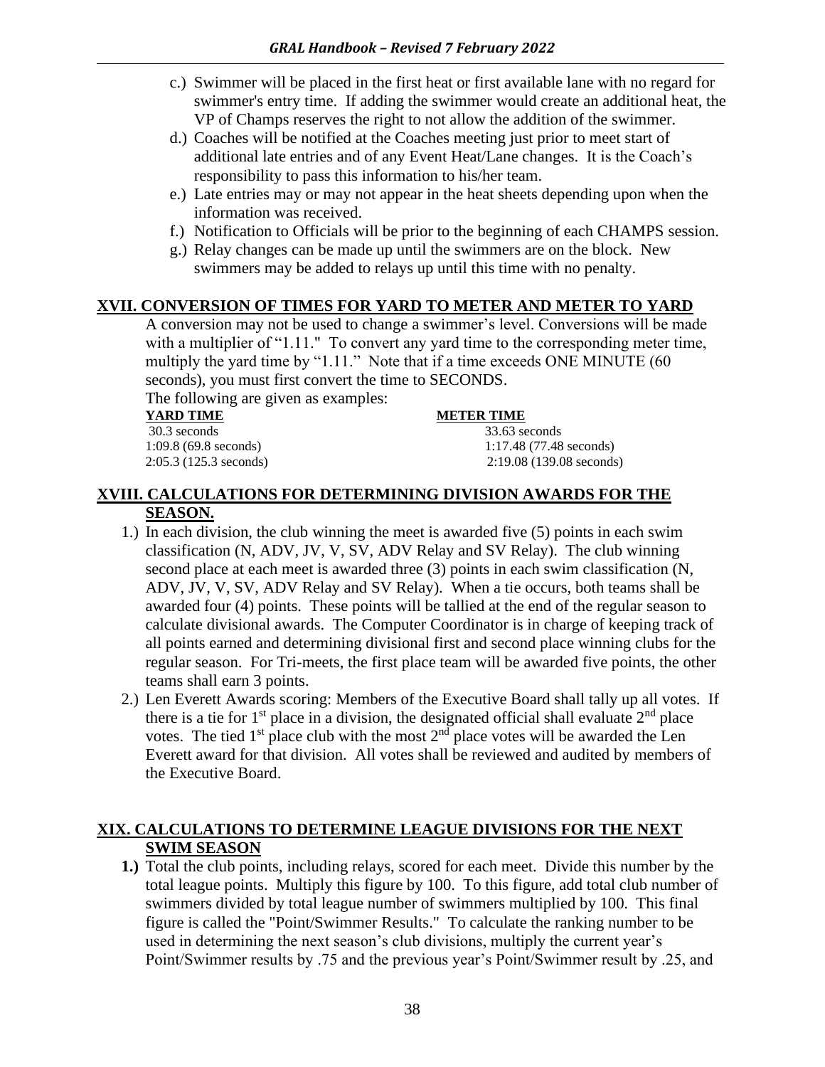c.) Swimmer will be placed in the first heat or first available lane with no regard for swimmer's entry time. If adding the swimmer would create an additional heat, the VP of Champs reserves the right to not allow the addition of the swimmer.

d.) Coaches will be notified at the Coaches meeting just prior to meet start of additional late entries and of any Event Heat/Lane changes. It is the Coach's responsibility to pass this information to his/her team.

e.) Late entries may or may not appear in the heat sheets depending upon when the information was received.

f.) Notification to Officials will be prior to the beginning of each CHAMPS session.

g.) Relay changes can be made up until the swimmers are on the block. New swimmers may be added to relays up until this time with no penalty.

## XVII. CONVERSION OF TIMES FOR YARD TO METER AND METER TO YARD

A conversion may not be used to change a swimmer's level. Conversions will be made with a multiplier of "1.11." To convert any yard time to the corresponding meter time, multiply the yard time by "1.11." Note that if a time exceeds ONE MINUTE (60 seconds), you must first convert the time to SECONDS.

The following are given as examples:

| YARD TIME | METER TIME |
|---|---|
| 30.3 seconds | 33.63 seconds |
| 1:09.8 (69.8 seconds) | 1:17.48 (77.48 seconds) |
| 2:05.3 (125.3 seconds) | 2:19.08 (139.08 seconds) |

## XVIII. CALCULATIONS FOR DETERMINING DIVISION AWARDS FOR THE SEASON.

1.) In each division, the club winning the meet is awarded five (5) points in each swim classification (N, ADV, JV, V, SV, ADV Relay and SV Relay). The club winning second place at each meet is awarded three (3) points in each swim classification (N, ADV, JV, V, SV, ADV Relay and SV Relay). When a tie occurs, both teams shall be awarded four (4) points. These points will be tallied at the end of the regular season to calculate divisional awards. The Computer Coordinator is in charge of keeping track of all points earned and determining divisional first and second place winning clubs for the regular season. For Tri-meets, the first place team will be awarded five points, the other teams shall earn 3 points.

2.) Len Everett Awards scoring: Members of the Executive Board shall tally up all votes. If there is a tie for 1st place in a division, the designated official shall evaluate 2nd place votes. The tied 1st place club with the most 2nd place votes will be awarded the Len Everett award for that division. All votes shall be reviewed and audited by members of the Executive Board.

## XIX. CALCULATIONS TO DETERMINE LEAGUE DIVISIONS FOR THE NEXT SWIM SEASON

**1.)** Total the club points, including relays, scored for each meet. Divide this number by the total league points. Multiply this figure by 100. To this figure, add total club number of swimmers divided by total league number of swimmers multiplied by 100. This final figure is called the "Point/Swimmer Results." To calculate the ranking number to be used in determining the next season's club divisions, multiply the current year's Point/Swimmer results by .75 and the previous year's Point/Swimmer result by .25, and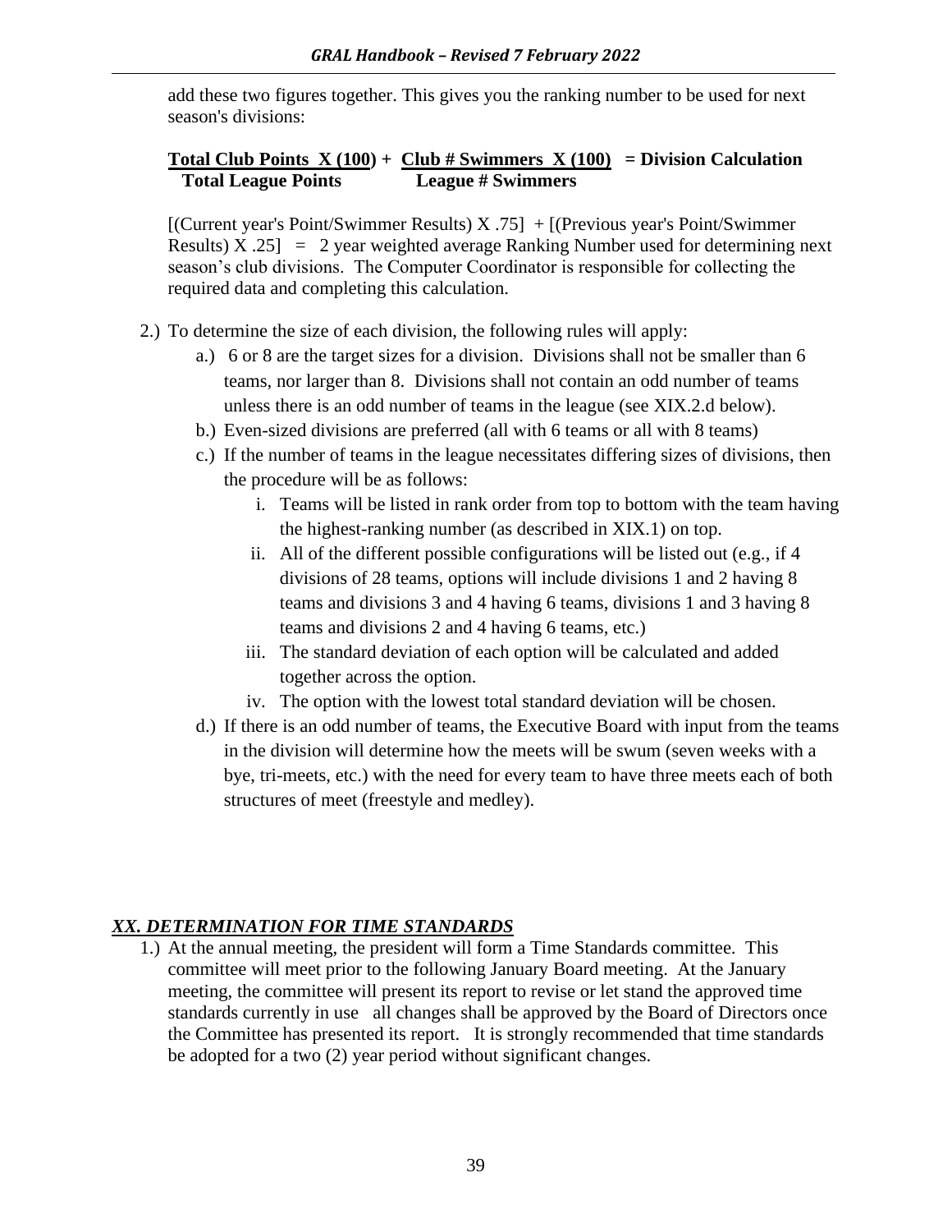add these two figures together. This gives you the ranking number to be used for next season's divisions:

$$\frac{\text{Total Club Points}}{\text{Total League Points}} \times (100) + \frac{\text{Club \# Swimmers}}{\text{League \# Swimmers}} \times (100) = \text{Division Calculation}$$

[(Current year's Point/Swimmer Results) X .75] + [(Previous year's Point/Swimmer Results) X .25] = 2 year weighted average Ranking Number used for determining next season's club divisions. The Computer Coordinator is responsible for collecting the required data and completing this calculation.

2.) To determine the size of each division, the following rules will apply:
   a.) 6 or 8 are the target sizes for a division. Divisions shall not be smaller than 6 teams, nor larger than 8. Divisions shall not contain an odd number of teams unless there is an odd number of teams in the league (see XIX.2.d below).
   b.) Even-sized divisions are preferred (all with 6 teams or all with 8 teams)
   c.) If the number of teams in the league necessitates differing sizes of divisions, then the procedure will be as follows:
      i. Teams will be listed in rank order from top to bottom with the team having the highest-ranking number (as described in XIX.1) on top.
      ii. All of the different possible configurations will be listed out (e.g., if 4 divisions of 28 teams, options will include divisions 1 and 2 having 8 teams and divisions 3 and 4 having 6 teams, divisions 1 and 3 having 8 teams and divisions 2 and 4 having 6 teams, etc.)
      iii. The standard deviation of each option will be calculated and added together across the option.
      iv. The option with the lowest total standard deviation will be chosen.
   d.) If there is an odd number of teams, the Executive Board with input from the teams in the division will determine how the meets will be swum (seven weeks with a bye, tri-meets, etc.) with the need for every team to have three meets each of both structures of meet (freestyle and medley).

## ***XX. DETERMINATION FOR TIME STANDARDS***

1.) At the annual meeting, the president will form a Time Standards committee. This committee will meet prior to the following January Board meeting. At the January meeting, the committee will present its report to revise or let stand the approved time standards currently in use all changes shall be approved by the Board of Directors once the Committee has presented its report. It is strongly recommended that time standards be adopted for a two (2) year period without significant changes.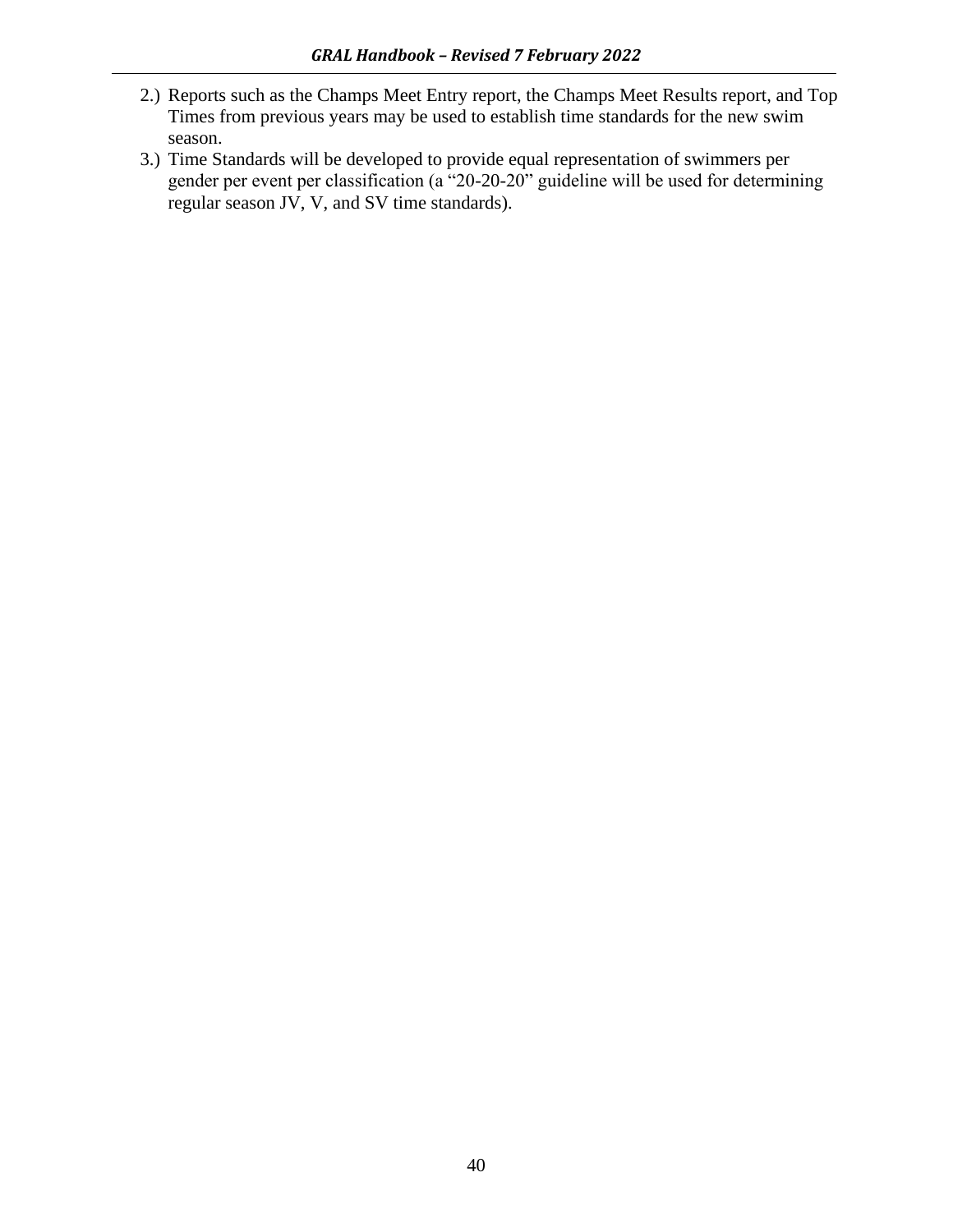2.) Reports such as the Champs Meet Entry report, the Champs Meet Results report, and Top Times from previous years may be used to establish time standards for the new swim season.

3.) Time Standards will be developed to provide equal representation of swimmers per gender per event per classification (a "20-20-20" guideline will be used for determining regular season JV, V, and SV time standards).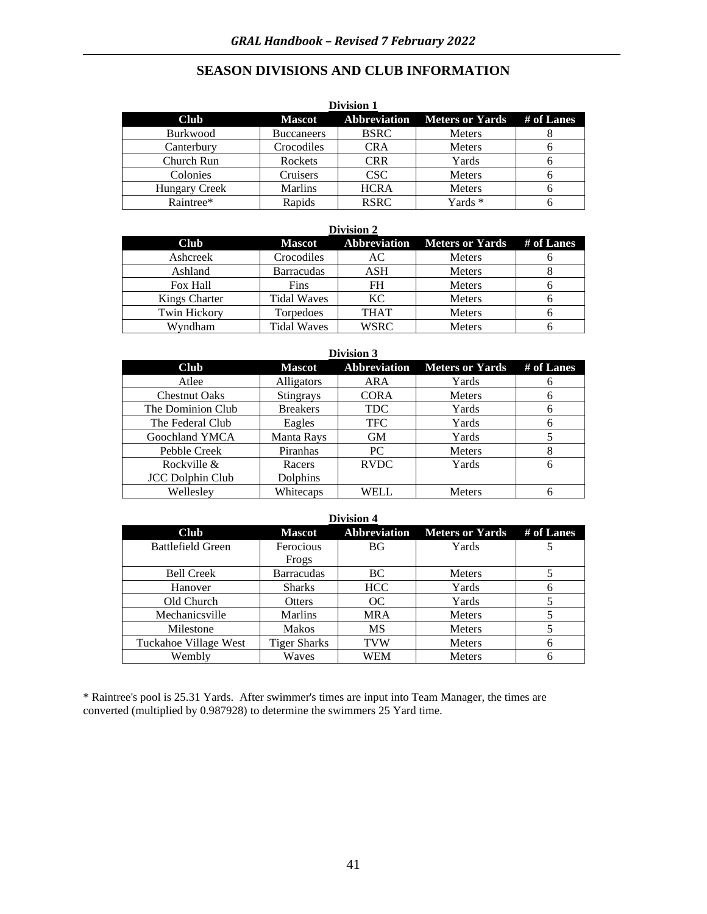# SEASON DIVISIONS AND CLUB INFORMATION

**Division 1**

| Club | Mascot | Abbreviation | Meters or Yards | # of Lanes |
|---|---|---|---|---|
| Burkwood | Buccaneers | BSRC | Meters | 8 |
| Canterbury | Crocodiles | CRA | Meters | 6 |
| Church Run | Rockets | CRR | Yards | 6 |
| Colonies | Cruisers | CSC | Meters | 6 |
| Hungary Creek | Marlins | HCRA | Meters | 6 |
| Raintree* | Rapids | RSRC | Yards * | 6 |

**Division 2**

| Club | Mascot | Abbreviation | Meters or Yards | # of Lanes |
|---|---|---|---|---|
| Ashcreek | Crocodiles | AC | Meters | 6 |
| Ashland | Barracudas | ASH | Meters | 8 |
| Fox Hall | Fins | FH | Meters | 6 |
| Kings Charter | Tidal Waves | KC | Meters | 6 |
| Twin Hickory | Torpedoes | THAT | Meters | 6 |
| Wyndham | Tidal Waves | WSRC | Meters | 6 |

**Division 3**

| Club | Mascot | Abbreviation | Meters or Yards | # of Lanes |
|---|---|---|---|---|
| Atlee | Alligators | ARA | Yards | 6 |
| Chestnut Oaks | Stingrays | CORA | Meters | 6 |
| The Dominion Club | Breakers | TDC | Yards | 6 |
| The Federal Club | Eagles | TFC | Yards | 6 |
| Goochland YMCA | Manta Rays | GM | Yards | 5 |
| Pebble Creek | Piranhas | PC | Meters | 8 |
| Rockville & JCC Dolphin Club | Racers Dolphins | RVDC | Yards | 6 |
| Wellesley | Whitecaps | WELL | Meters | 6 |

**Division 4**

| Club | Mascot | Abbreviation | Meters or Yards | # of Lanes |
|---|---|---|---|---|
| Battlefield Green | Ferocious Frogs | BG | Yards | 5 |
| Bell Creek | Barracudas | BC | Meters | 5 |
| Hanover | Sharks | HCC | Yards | 6 |
| Old Church | Otters | OC | Yards | 5 |
| Mechanicsville | Marlins | MRA | Meters | 5 |
| Milestone | Makos | MS | Meters | 5 |
| Tuckahoe Village West | Tiger Sharks | TVW | Meters | 6 |
| Wembly | Waves | WEM | Meters | 6 |

* Raintree's pool is 25.31 Yards. After swimmer's times are input into Team Manager, the times are converted (multiplied by 0.987928) to determine the swimmers 25 Yard time.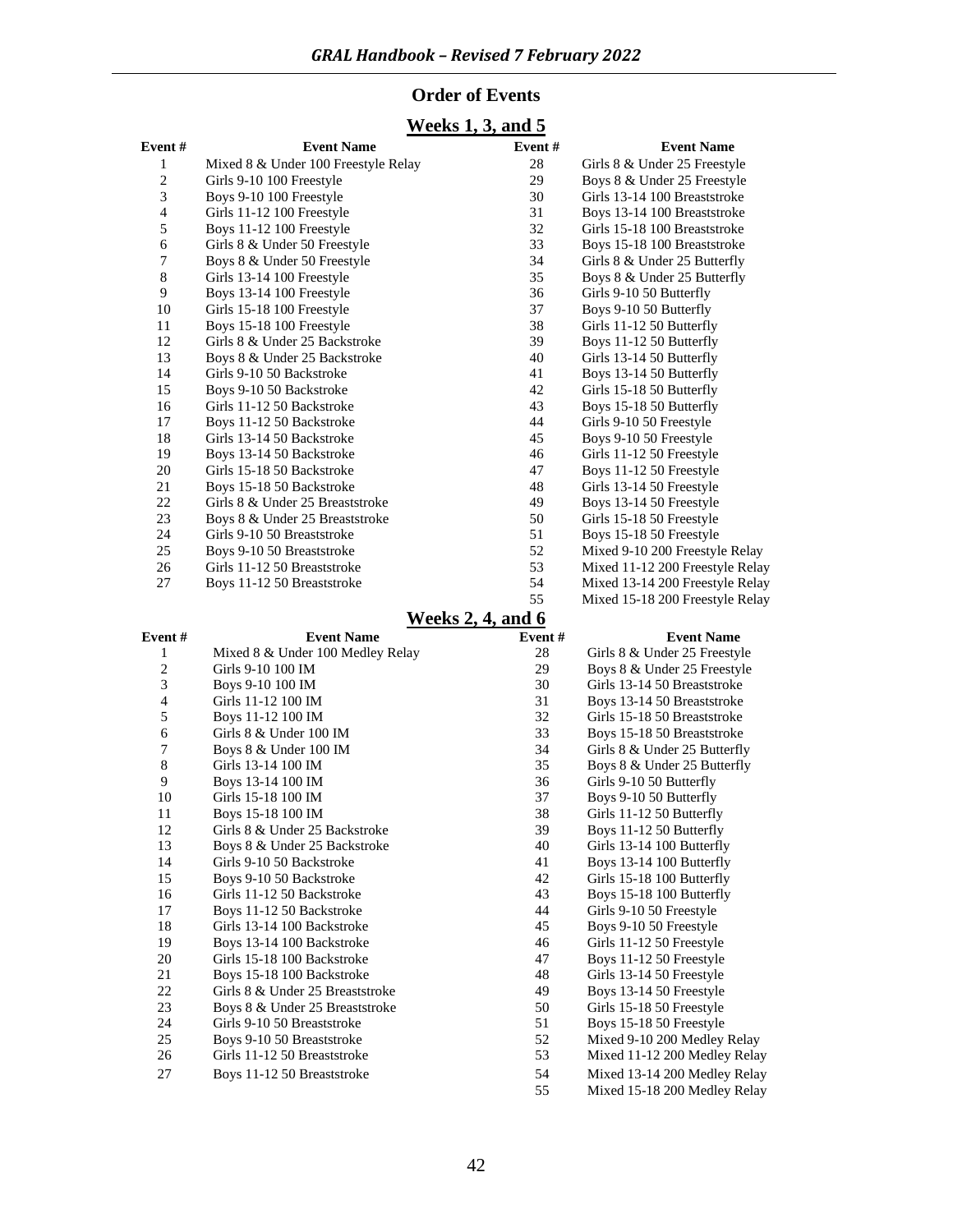## Order of Events

### Weeks 1, 3, and 5

| Event # | Event Name | Event # | Event Name |
|---|---|---|---|
| 1 | Mixed 8 & Under 100 Freestyle Relay | 28 | Girls 8 & Under 25 Freestyle |
| 2 | Girls 9-10 100 Freestyle | 29 | Boys 8 & Under 25 Freestyle |
| 3 | Boys 9-10 100 Freestyle | 30 | Girls 13-14 100 Breaststroke |
| 4 | Girls 11-12 100 Freestyle | 31 | Boys 13-14 100 Breaststroke |
| 5 | Boys 11-12 100 Freestyle | 32 | Girls 15-18 100 Breaststroke |
| 6 | Girls 8 & Under 50 Freestyle | 33 | Boys 15-18 100 Breaststroke |
| 7 | Boys 8 & Under 50 Freestyle | 34 | Girls 8 & Under 25 Butterfly |
| 8 | Girls 13-14 100 Freestyle | 35 | Boys 8 & Under 25 Butterfly |
| 9 | Boys 13-14 100 Freestyle | 36 | Girls 9-10 50 Butterfly |
| 10 | Girls 15-18 100 Freestyle | 37 | Boys 9-10 50 Butterfly |
| 11 | Boys 15-18 100 Freestyle | 38 | Girls 11-12 50 Butterfly |
| 12 | Girls 8 & Under 25 Backstroke | 39 | Boys 11-12 50 Butterfly |
| 13 | Boys 8 & Under 25 Backstroke | 40 | Girls 13-14 50 Butterfly |
| 14 | Girls 9-10 50 Backstroke | 41 | Boys 13-14 50 Butterfly |
| 15 | Boys 9-10 50 Backstroke | 42 | Girls 15-18 50 Butterfly |
| 16 | Girls 11-12 50 Backstroke | 43 | Boys 15-18 50 Butterfly |
| 17 | Boys 11-12 50 Backstroke | 44 | Girls 9-10 50 Freestyle |
| 18 | Girls 13-14 50 Backstroke | 45 | Boys 9-10 50 Freestyle |
| 19 | Boys 13-14 50 Backstroke | 46 | Girls 11-12 50 Freestyle |
| 20 | Girls 15-18 50 Backstroke | 47 | Boys 11-12 50 Freestyle |
| 21 | Boys 15-18 50 Backstroke | 48 | Girls 13-14 50 Freestyle |
| 22 | Girls 8 & Under 25 Breaststroke | 49 | Boys 13-14 50 Freestyle |
| 23 | Boys 8 & Under 25 Breaststroke | 50 | Girls 15-18 50 Freestyle |
| 24 | Girls 9-10 50 Breaststroke | 51 | Boys 15-18 50 Freestyle |
| 25 | Boys 9-10 50 Breaststroke | 52 | Mixed 9-10 200 Freestyle Relay |
| 26 | Girls 11-12 50 Breaststroke | 53 | Mixed 11-12 200 Freestyle Relay |
| 27 | Boys 11-12 50 Breaststroke | 54 | Mixed 13-14 200 Freestyle Relay |
| | | 55 | Mixed 15-18 200 Freestyle Relay |

### Weeks 2, 4, and 6

| Event # | Event Name | Event # | Event Name |
|---|---|---|---|
| 1 | Mixed 8 & Under 100 Medley Relay | 28 | Girls 8 & Under 25 Freestyle |
| 2 | Girls 9-10 100 IM | 29 | Boys 8 & Under 25 Freestyle |
| 3 | Boys 9-10 100 IM | 30 | Girls 13-14 50 Breaststroke |
| 4 | Girls 11-12 100 IM | 31 | Boys 13-14 50 Breaststroke |
| 5 | Boys 11-12 100 IM | 32 | Girls 15-18 50 Breaststroke |
| 6 | Girls 8 & Under 100 IM | 33 | Boys 15-18 50 Breaststroke |
| 7 | Boys 8 & Under 100 IM | 34 | Girls 8 & Under 25 Butterfly |
| 8 | Girls 13-14 100 IM | 35 | Boys 8 & Under 25 Butterfly |
| 9 | Boys 13-14 100 IM | 36 | Girls 9-10 50 Butterfly |
| 10 | Girls 15-18 100 IM | 37 | Boys 9-10 50 Butterfly |
| 11 | Boys 15-18 100 IM | 38 | Girls 11-12 50 Butterfly |
| 12 | Girls 8 & Under 25 Backstroke | 39 | Boys 11-12 50 Butterfly |
| 13 | Boys 8 & Under 25 Backstroke | 40 | Girls 13-14 100 Butterfly |
| 14 | Girls 9-10 50 Backstroke | 41 | Boys 13-14 100 Butterfly |
| 15 | Boys 9-10 50 Backstroke | 42 | Girls 15-18 100 Butterfly |
| 16 | Girls 11-12 50 Backstroke | 43 | Boys 15-18 100 Butterfly |
| 17 | Boys 11-12 50 Backstroke | 44 | Girls 9-10 50 Freestyle |
| 18 | Girls 13-14 100 Backstroke | 45 | Boys 9-10 50 Freestyle |
| 19 | Boys 13-14 100 Backstroke | 46 | Girls 11-12 50 Freestyle |
| 20 | Girls 15-18 100 Backstroke | 47 | Boys 11-12 50 Freestyle |
| 21 | Boys 15-18 100 Backstroke | 48 | Girls 13-14 50 Freestyle |
| 22 | Girls 8 & Under 25 Breaststroke | 49 | Boys 13-14 50 Freestyle |
| 23 | Boys 8 & Under 25 Breaststroke | 50 | Girls 15-18 50 Freestyle |
| 24 | Girls 9-10 50 Breaststroke | 51 | Boys 15-18 50 Freestyle |
| 25 | Boys 9-10 50 Breaststroke | 52 | Mixed 9-10 200 Medley Relay |
| 26 | Girls 11-12 50 Breaststroke | 53 | Mixed 11-12 200 Medley Relay |
| 27 | Boys 11-12 50 Breaststroke | 54 | Mixed 13-14 200 Medley Relay |
| | | 55 | Mixed 15-18 200 Medley Relay |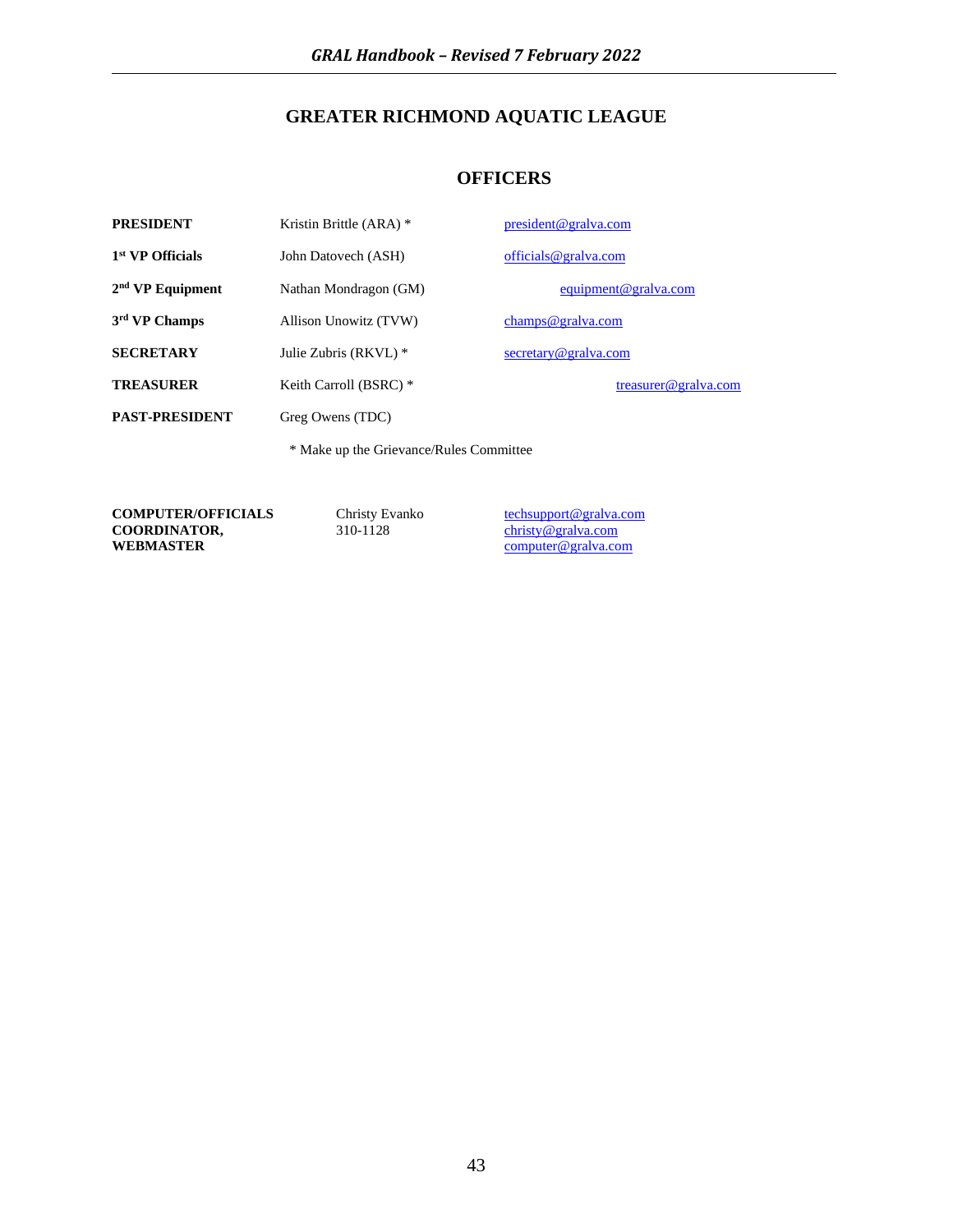# GREATER RICHMOND AQUATIC LEAGUE

## OFFICERS

| | | |
|---|---|---|
| **PRESIDENT** | Kristin Brittle (ARA) * | president@gralva.com |
| **1st VP Officials** | John Datovech (ASH) | officials@gralva.com |
| **2nd VP Equipment** | Nathan Mondragon (GM) | equipment@gralva.com |
| **3rd VP Champs** | Allison Unowitz (TVW) | champs@gralva.com |
| **SECRETARY** | Julie Zubris (RKVL) * | secretary@gralva.com |
| **TREASURER** | Keith Carroll (BSRC) * | treasurer@gralva.com |
| **PAST-PRESIDENT** | Greg Owens (TDC) | |

\* Make up the Grievance/Rules Committee

| | | |
|---|---|---|
| **COMPUTER/OFFICIALS COORDINATOR, WEBMASTER** | Christy Evanko<br>310-1128 | techsupport@gralva.com<br>christy@gralva.com<br>computer@gralva.com |